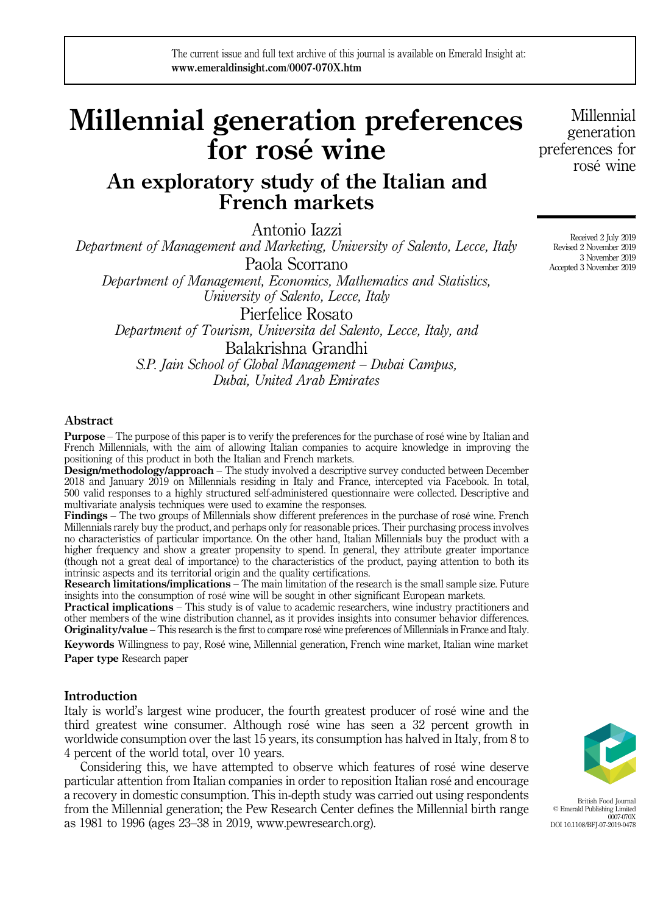The current issue and full text archive of this journal is available on Emerald Insight at: **www.emeraldinsight.com/0007-070X.htm**

# Millennial generation preferences for rosé wine

## An exploratory study of the Italian and French markets

Antonio Iazzi
*Department of Management and Marketing, University of Salento, Lecce, Italy*

Paola Scorrano
*Department of Management, Economics, Mathematics and Statistics, University of Salento, Lecce, Italy*

Pierfelice Rosato
*Department of Tourism, Universita del Salento, Lecce, Italy, and*

Balakrishna Grandhi
*S.P. Jain School of Global Management – Dubai Campus, Dubai, United Arab Emirates*

Received 2 July 2019
Revised 2 November 2019
3 November 2019
Accepted 3 November 2019

### Abstract

**Purpose** – The purpose of this paper is to verify the preferences for the purchase of rosé wine by Italian and French Millennials, with the aim of allowing Italian companies to acquire knowledge in improving the positioning of this product in both the Italian and French markets.

**Design/methodology/approach** – The study involved a descriptive survey conducted between December 2018 and January 2019 on Millennials residing in Italy and France, intercepted via Facebook. In total, 500 valid responses to a highly structured self-administered questionnaire were collected. Descriptive and multivariate analysis techniques were used to examine the responses.

**Findings** – The two groups of Millennials show different preferences in the purchase of rosé wine. French Millennials rarely buy the product, and perhaps only for reasonable prices. Their purchasing process involves no characteristics of particular importance. On the other hand, Italian Millennials buy the product with a higher frequency and show a greater propensity to spend. In general, they attribute greater importance (though not a great deal of importance) to the characteristics of the product, paying attention to both its intrinsic aspects and its territorial origin and the quality certifications.

**Research limitations/implications** – The main limitation of the research is the small sample size. Future insights into the consumption of rosé wine will be sought in other significant European markets.

**Practical implications** – This study is of value to academic researchers, wine industry practitioners and other members of the wine distribution channel, as it provides insights into consumer behavior differences.

**Originality/value** – This research is the first to compare rosé wine preferences of Millennials in France and Italy.

**Keywords** Willingness to pay, Rosé wine, Millennial generation, French wine market, Italian wine market

**Paper type** Research paper

### Introduction

Italy is world's largest wine producer, the fourth greatest producer of rosé wine and the third greatest wine consumer. Although rosé wine has seen a 32 percent growth in worldwide consumption over the last 15 years, its consumption has halved in Italy, from 8 to 4 percent of the world total, over 10 years.

Considering this, we have attempted to observe which features of rosé wine deserve particular attention from Italian companies in order to reposition Italian rosé and encourage a recovery in domestic consumption. This in-depth study was carried out using respondents from the Millennial generation; the Pew Research Center defines the Millennial birth range as 1981 to 1996 (ages 23–38 in 2019, www.pewresearch.org).

British Food Journal
© Emerald Publishing Limited
0007-070X
DOI 10.1108/BFJ-07-2019-0478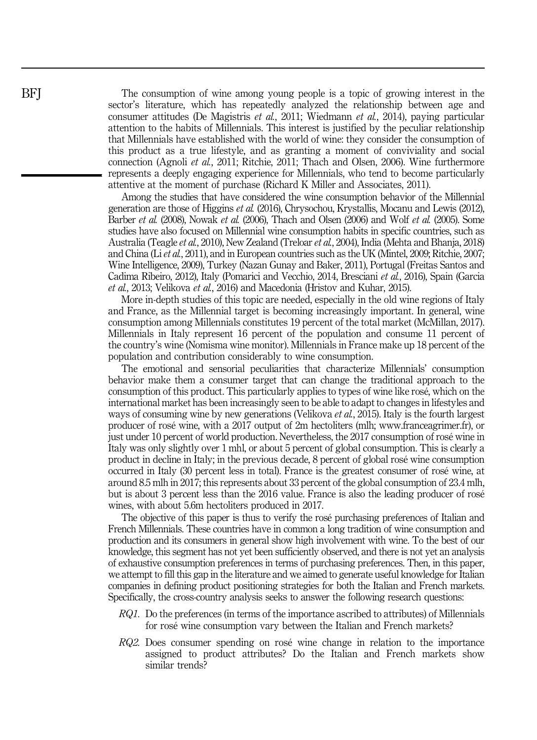The consumption of wine among young people is a topic of growing interest in the sector's literature, which has repeatedly analyzed the relationship between age and consumer attitudes (De Magistris *et al.*, 2011; Wiedmann *et al.*, 2014), paying particular attention to the habits of Millennials. This interest is justified by the peculiar relationship that Millennials have established with the world of wine: they consider the consumption of this product as a true lifestyle, and as granting a moment of conviviality and social connection (Agnoli *et al.*, 2011; Ritchie, 2011; Thach and Olsen, 2006). Wine furthermore represents a deeply engaging experience for Millennials, who tend to become particularly attentive at the moment of purchase (Richard K Miller and Associates, 2011).

Among the studies that have considered the wine consumption behavior of the Millennial generation are those of Higgins *et al.* (2016), Chrysochou, Krystallis, Mocanu and Lewis (2012), Barber *et al.* (2008), Nowak *et al.* (2006), Thach and Olsen (2006) and Wolf *et al.* (2005). Some studies have also focused on Millennial wine consumption habits in specific countries, such as Australia (Teagle *et al.*, 2010), New Zealand (Treloar *et al.*, 2004), India (Mehta and Bhanja, 2018) and China (Li *et al.*, 2011), and in European countries such as the UK (Mintel, 2009; Ritchie, 2007; Wine Intelligence, 2009), Turkey (Nazan Gunay and Baker, 2011), Portugal (Freitas Santos and Cadima Ribeiro, 2012), Italy (Pomarici and Vecchio, 2014, Bresciani *et al.*, 2016), Spain (Garcia *et al.*, 2013; Velikova *et al.*, 2016) and Macedonia (Hristov and Kuhar, 2015).

More in-depth studies of this topic are needed, especially in the old wine regions of Italy and France, as the Millennial target is becoming increasingly important. In general, wine consumption among Millennials constitutes 19 percent of the total market (McMillan, 2017). Millennials in Italy represent 16 percent of the population and consume 11 percent of the country's wine (Nomisma wine monitor). Millennials in France make up 18 percent of the population and contribution considerably to wine consumption.

The emotional and sensorial peculiarities that characterize Millennials' consumption behavior make them a consumer target that can change the traditional approach to the consumption of this product. This particularly applies to types of wine like rosé, which on the international market has been increasingly seen to be able to adapt to changes in lifestyles and ways of consuming wine by new generations (Velikova *et al.*, 2015). Italy is the fourth largest producer of rosé wine, with a 2017 output of 2m hectoliters (mlh; www.franceagrimer.fr), or just under 10 percent of world production. Nevertheless, the 2017 consumption of rosé wine in Italy was only slightly over 1 mhl, or about 5 percent of global consumption. This is clearly a product in decline in Italy; in the previous decade, 8 percent of global rosé wine consumption occurred in Italy (30 percent less in total). France is the greatest consumer of rosé wine, at around 8.5 mlh in 2017; this represents about 33 percent of the global consumption of 23.4 mlh, but is about 3 percent less than the 2016 value. France is also the leading producer of rosé wines, with about 5.6m hectoliters produced in 2017.

The objective of this paper is thus to verify the rosé purchasing preferences of Italian and French Millennials. These countries have in common a long tradition of wine consumption and production and its consumers in general show high involvement with wine. To the best of our knowledge, this segment has not yet been sufficiently observed, and there is not yet an analysis of exhaustive consumption preferences in terms of purchasing preferences. Then, in this paper, we attempt to fill this gap in the literature and we aimed to generate useful knowledge for Italian companies in defining product positioning strategies for both the Italian and French markets. Specifically, the cross-country analysis seeks to answer the following research questions:

- *RQ1*. Do the preferences (in terms of the importance ascribed to attributes) of Millennials for rosé wine consumption vary between the Italian and French markets?
- *RQ2*. Does consumer spending on rosé wine change in relation to the importance assigned to product attributes? Do the Italian and French markets show similar trends?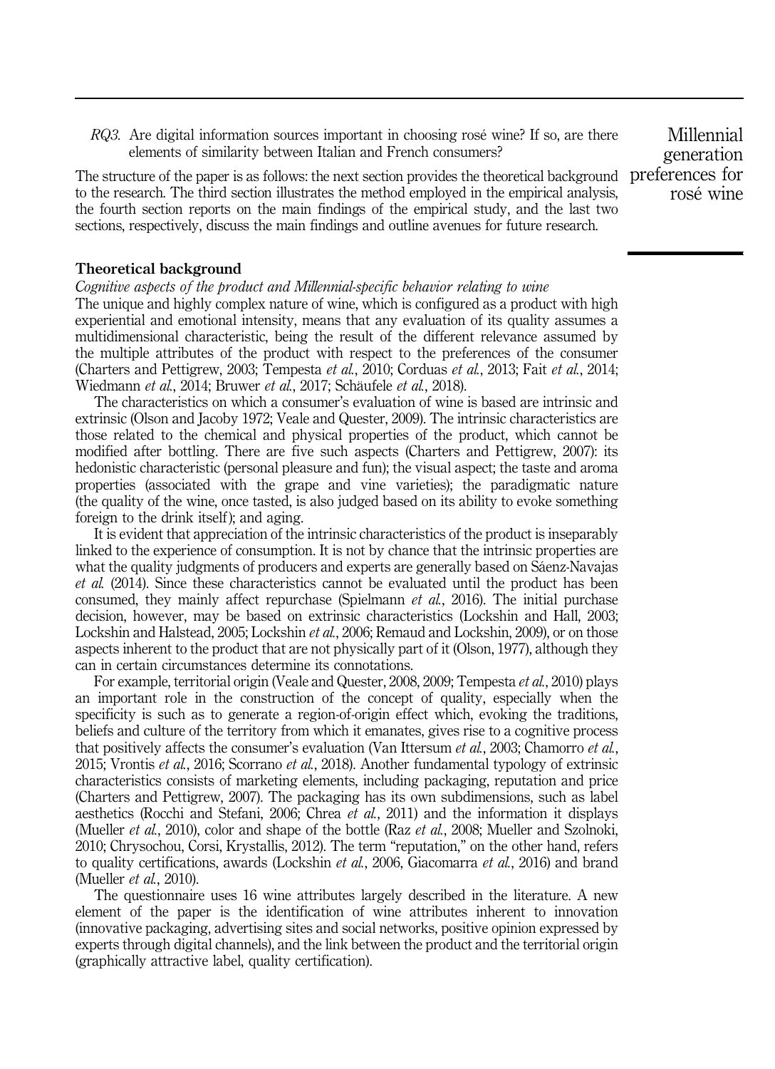*RQ3.* Are digital information sources important in choosing rosé wine? If so, are there elements of similarity between Italian and French consumers?

The structure of the paper is as follows: the next section provides the theoretical background to the research. The third section illustrates the method employed in the empirical analysis, the fourth section reports on the main findings of the empirical study, and the last two sections, respectively, discuss the main findings and outline avenues for future research.

## Theoretical background

### *Cognitive aspects of the product and Millennial-specific behavior relating to wine*

The unique and highly complex nature of wine, which is configured as a product with high experiential and emotional intensity, means that any evaluation of its quality assumes a multidimensional characteristic, being the result of the different relevance assumed by the multiple attributes of the product with respect to the preferences of the consumer (Charters and Pettigrew, 2003; Tempesta *et al.*, 2010; Corduas *et al.*, 2013; Fait *et al.*, 2014; Wiedmann *et al.*, 2014; Bruwer *et al.*, 2017; Schäufele *et al.*, 2018).

The characteristics on which a consumer's evaluation of wine is based are intrinsic and extrinsic (Olson and Jacoby 1972; Veale and Quester, 2009). The intrinsic characteristics are those related to the chemical and physical properties of the product, which cannot be modified after bottling. There are five such aspects (Charters and Pettigrew, 2007): its hedonistic characteristic (personal pleasure and fun); the visual aspect; the taste and aroma properties (associated with the grape and vine varieties); the paradigmatic nature (the quality of the wine, once tasted, is also judged based on its ability to evoke something foreign to the drink itself); and aging.

It is evident that appreciation of the intrinsic characteristics of the product is inseparably linked to the experience of consumption. It is not by chance that the intrinsic properties are what the quality judgments of producers and experts are generally based on Sáenz-Navajas *et al.* (2014). Since these characteristics cannot be evaluated until the product has been consumed, they mainly affect repurchase (Spielmann *et al.*, 2016). The initial purchase decision, however, may be based on extrinsic characteristics (Lockshin and Hall, 2003; Lockshin and Halstead, 2005; Lockshin *et al.*, 2006; Remaud and Lockshin, 2009), or on those aspects inherent to the product that are not physically part of it (Olson, 1977), although they can in certain circumstances determine its connotations.

For example, territorial origin (Veale and Quester, 2008, 2009; Tempesta *et al.*, 2010) plays an important role in the construction of the concept of quality, especially when the specificity is such as to generate a region-of-origin effect which, evoking the traditions, beliefs and culture of the territory from which it emanates, gives rise to a cognitive process that positively affects the consumer's evaluation (Van Ittersum *et al.*, 2003; Chamorro *et al.*, 2015; Vrontis *et al.*, 2016; Scorrano *et al.*, 2018). Another fundamental typology of extrinsic characteristics consists of marketing elements, including packaging, reputation and price (Charters and Pettigrew, 2007). The packaging has its own subdimensions, such as label aesthetics (Rocchi and Stefani, 2006; Chrea *et al.*, 2011) and the information it displays (Mueller *et al.*, 2010), color and shape of the bottle (Raz *et al.*, 2008; Mueller and Szolnoki, 2010; Chrysochou, Corsi, Krystallis, 2012). The term "reputation," on the other hand, refers to quality certifications, awards (Lockshin *et al.*, 2006, Giacomarra *et al.*, 2016) and brand (Mueller *et al.*, 2010).

The questionnaire uses 16 wine attributes largely described in the literature. A new element of the paper is the identification of wine attributes inherent to innovation (innovative packaging, advertising sites and social networks, positive opinion expressed by experts through digital channels), and the link between the product and the territorial origin (graphically attractive label, quality certification).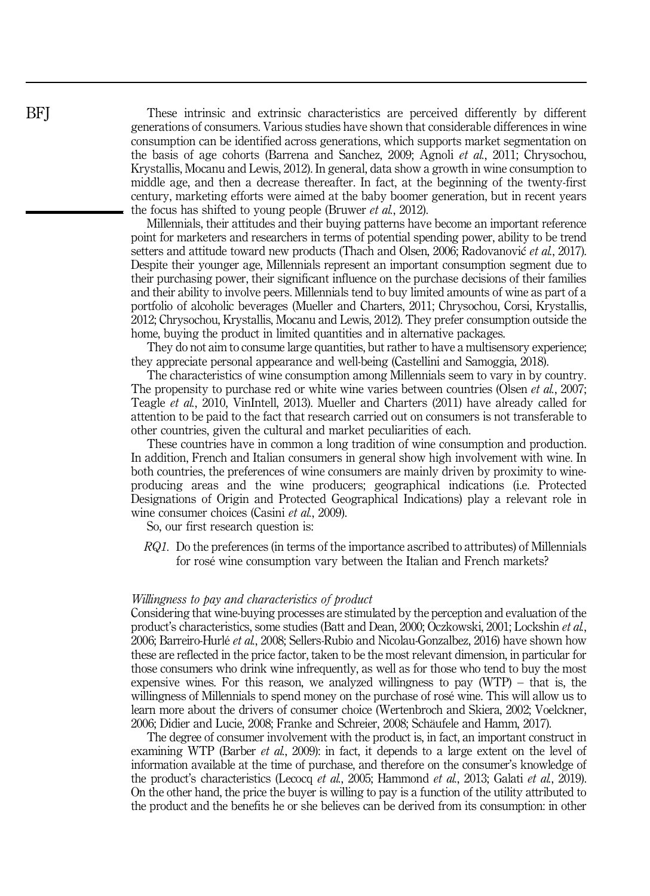These intrinsic and extrinsic characteristics are perceived differently by different generations of consumers. Various studies have shown that considerable differences in wine consumption can be identified across generations, which supports market segmentation on the basis of age cohorts (Barrena and Sanchez, 2009; Agnoli *et al.*, 2011; Chrysochou, Krystallis, Mocanu and Lewis, 2012). In general, data show a growth in wine consumption to middle age, and then a decrease thereafter. In fact, at the beginning of the twenty-first century, marketing efforts were aimed at the baby boomer generation, but in recent years the focus has shifted to young people (Bruwer *et al.*, 2012).

Millennials, their attitudes and their buying patterns have become an important reference point for marketers and researchers in terms of potential spending power, ability to be trend setters and attitude toward new products (Thach and Olsen, 2006; Radovanović *et al.*, 2017). Despite their younger age, Millennials represent an important consumption segment due to their purchasing power, their significant influence on the purchase decisions of their families and their ability to involve peers. Millennials tend to buy limited amounts of wine as part of a portfolio of alcoholic beverages (Mueller and Charters, 2011; Chrysochou, Corsi, Krystallis, 2012; Chrysochou, Krystallis, Mocanu and Lewis, 2012). They prefer consumption outside the home, buying the product in limited quantities and in alternative packages.

They do not aim to consume large quantities, but rather to have a multisensory experience; they appreciate personal appearance and well-being (Castellini and Samoggia, 2018).

The characteristics of wine consumption among Millennials seem to vary in by country. The propensity to purchase red or white wine varies between countries (Olsen *et al.*, 2007; Teagle *et al.*, 2010, VinIntell, 2013). Mueller and Charters (2011) have already called for attention to be paid to the fact that research carried out on consumers is not transferable to other countries, given the cultural and market peculiarities of each.

These countries have in common a long tradition of wine consumption and production. In addition, French and Italian consumers in general show high involvement with wine. In both countries, the preferences of wine consumers are mainly driven by proximity to wine-producing areas and the wine producers; geographical indications (i.e. Protected Designations of Origin and Protected Geographical Indications) play a relevant role in wine consumer choices (Casini *et al.*, 2009).

So, our first research question is:

*RQ1.* Do the preferences (in terms of the importance ascribed to attributes) of Millennials for rosé wine consumption vary between the Italian and French markets?

### *Willingness to pay and characteristics of product*

Considering that wine-buying processes are stimulated by the perception and evaluation of the product's characteristics, some studies (Batt and Dean, 2000; Oczkowski, 2001; Lockshin *et al.*, 2006; Barreiro-Hurlé *et al.*, 2008; Sellers-Rubio and Nicolau-Gonzalbez, 2016) have shown how these are reflected in the price factor, taken to be the most relevant dimension, in particular for those consumers who drink wine infrequently, as well as for those who tend to buy the most expensive wines. For this reason, we analyzed willingness to pay (WTP) – that is, the willingness of Millennials to spend money on the purchase of rosé wine. This will allow us to learn more about the drivers of consumer choice (Wertenbroch and Skiera, 2002; Voelckner, 2006; Didier and Lucie, 2008; Franke and Schreier, 2008; Schäufele and Hamm, 2017).

The degree of consumer involvement with the product is, in fact, an important construct in examining WTP (Barber *et al.*, 2009): in fact, it depends to a large extent on the level of information available at the time of purchase, and therefore on the consumer's knowledge of the product's characteristics (Lecocq *et al.*, 2005; Hammond *et al.*, 2013; Galati *et al.*, 2019). On the other hand, the price the buyer is willing to pay is a function of the utility attributed to the product and the benefits he or she believes can be derived from its consumption: in other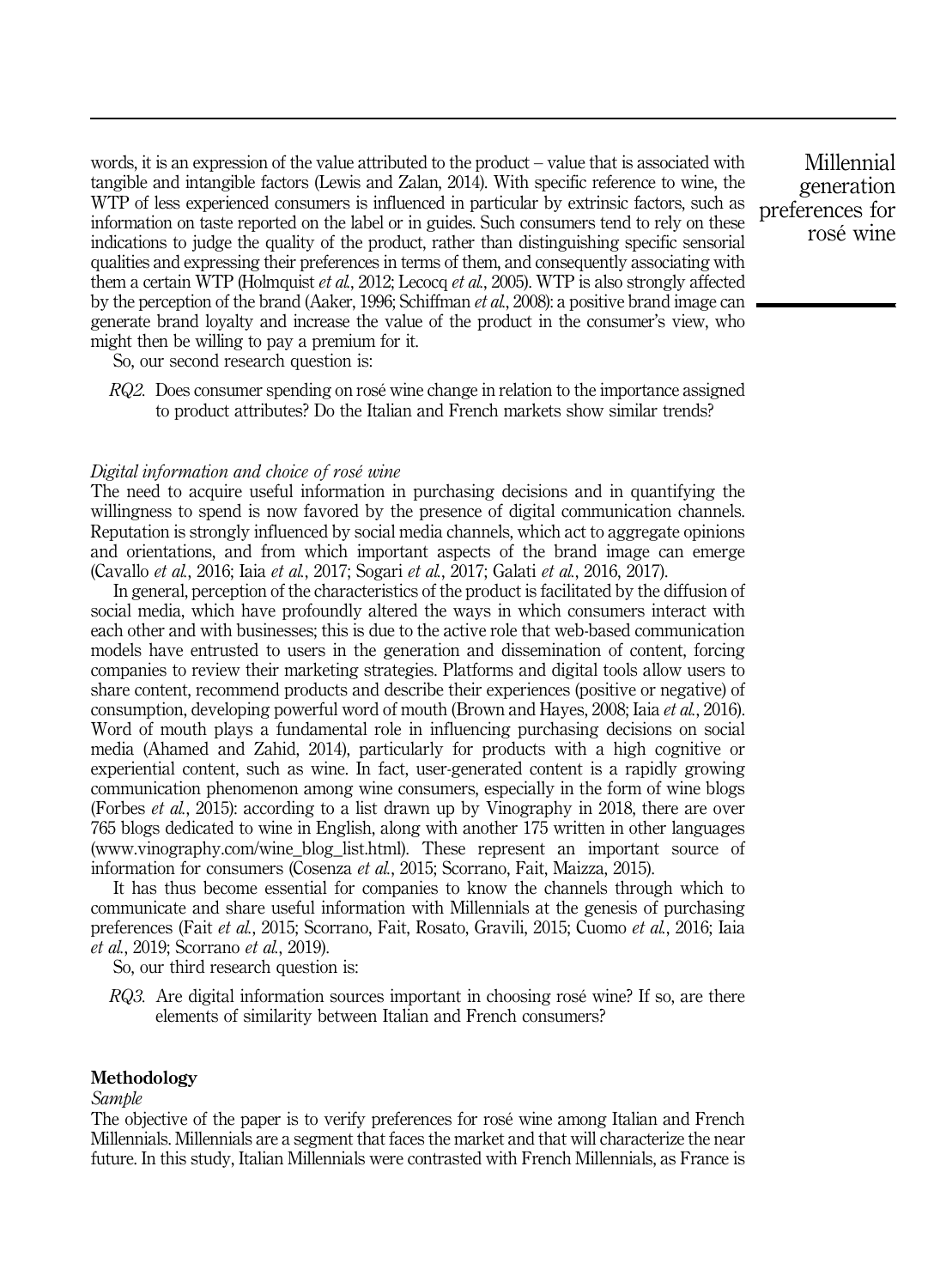words, it is an expression of the value attributed to the product – value that is associated with tangible and intangible factors (Lewis and Zalan, 2014). With specific reference to wine, the WTP of less experienced consumers is influenced in particular by extrinsic factors, such as information on taste reported on the label or in guides. Such consumers tend to rely on these indications to judge the quality of the product, rather than distinguishing specific sensorial qualities and expressing their preferences in terms of them, and consequently associating with them a certain WTP (Holmquist *et al.*, 2012; Lecocq *et al.*, 2005). WTP is also strongly affected by the perception of the brand (Aaker, 1996; Schiffman *et al.*, 2008): a positive brand image can generate brand loyalty and increase the value of the product in the consumer's view, who might then be willing to pay a premium for it.

So, our second research question is:

*RQ2.* Does consumer spending on rosé wine change in relation to the importance assigned to product attributes? Do the Italian and French markets show similar trends?

### *Digital information and choice of rosé wine*

The need to acquire useful information in purchasing decisions and in quantifying the willingness to spend is now favored by the presence of digital communication channels. Reputation is strongly influenced by social media channels, which act to aggregate opinions and orientations, and from which important aspects of the brand image can emerge (Cavallo *et al.*, 2016; Iaia *et al.*, 2017; Sogari *et al.*, 2017; Galati *et al.*, 2016, 2017).

In general, perception of the characteristics of the product is facilitated by the diffusion of social media, which have profoundly altered the ways in which consumers interact with each other and with businesses; this is due to the active role that web-based communication models have entrusted to users in the generation and dissemination of content, forcing companies to review their marketing strategies. Platforms and digital tools allow users to share content, recommend products and describe their experiences (positive or negative) of consumption, developing powerful word of mouth (Brown and Hayes, 2008; Iaia *et al.*, 2016). Word of mouth plays a fundamental role in influencing purchasing decisions on social media (Ahamed and Zahid, 2014), particularly for products with a high cognitive or experiential content, such as wine. In fact, user-generated content is a rapidly growing communication phenomenon among wine consumers, especially in the form of wine blogs (Forbes *et al.*, 2015): according to a list drawn up by Vinography in 2018, there are over 765 blogs dedicated to wine in English, along with another 175 written in other languages (www.vinography.com/wine_blog_list.html). These represent an important source of information for consumers (Cosenza *et al.*, 2015; Scorrano, Fait, Maizza, 2015).

It has thus become essential for companies to know the channels through which to communicate and share useful information with Millennials at the genesis of purchasing preferences (Fait *et al.*, 2015; Scorrano, Fait, Rosato, Gravili, 2015; Cuomo *et al.*, 2016; Iaia *et al.*, 2019; Scorrano *et al.*, 2019).

So, our third research question is:

*RQ3.* Are digital information sources important in choosing rosé wine? If so, are there elements of similarity between Italian and French consumers?

## Methodology

### *Sample*

The objective of the paper is to verify preferences for rosé wine among Italian and French Millennials. Millennials are a segment that faces the market and that will characterize the near future. In this study, Italian Millennials were contrasted with French Millennials, as France is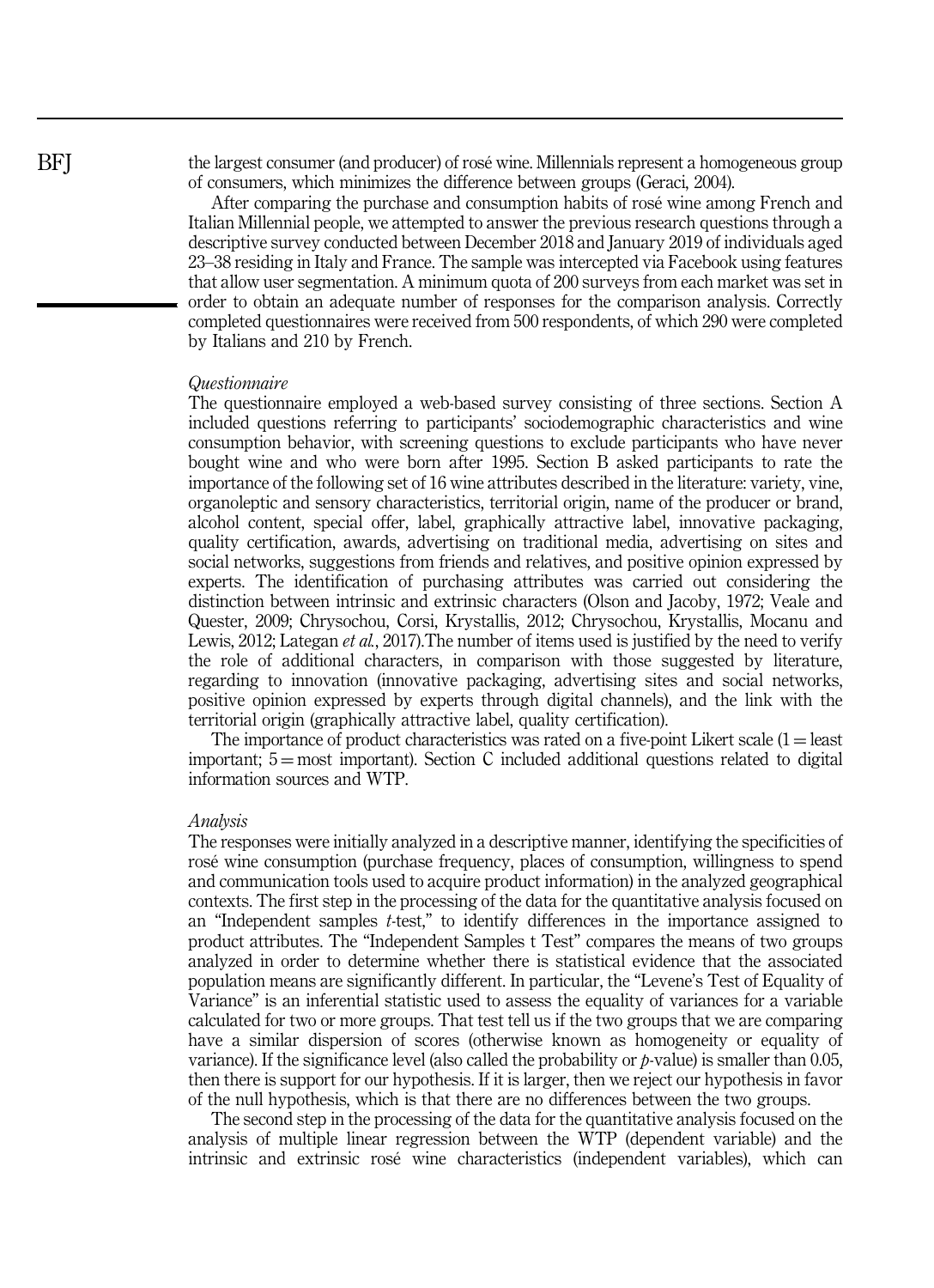the largest consumer (and producer) of rosé wine. Millennials represent a homogeneous group of consumers, which minimizes the difference between groups (Geraci, 2004).

After comparing the purchase and consumption habits of rosé wine among French and Italian Millennial people, we attempted to answer the previous research questions through a descriptive survey conducted between December 2018 and January 2019 of individuals aged 23–38 residing in Italy and France. The sample was intercepted via Facebook using features that allow user segmentation. A minimum quota of 200 surveys from each market was set in order to obtain an adequate number of responses for the comparison analysis. Correctly completed questionnaires were received from 500 respondents, of which 290 were completed by Italians and 210 by French.

*Questionnaire*

The questionnaire employed a web-based survey consisting of three sections. Section A included questions referring to participants' sociodemographic characteristics and wine consumption behavior, with screening questions to exclude participants who have never bought wine and who were born after 1995. Section B asked participants to rate the importance of the following set of 16 wine attributes described in the literature: variety, vine, organoleptic and sensory characteristics, territorial origin, name of the producer or brand, alcohol content, special offer, label, graphically attractive label, innovative packaging, quality certification, awards, advertising on traditional media, advertising on sites and social networks, suggestions from friends and relatives, and positive opinion expressed by experts. The identification of purchasing attributes was carried out considering the distinction between intrinsic and extrinsic characters (Olson and Jacoby, 1972; Veale and Quester, 2009; Chrysochou, Corsi, Krystallis, 2012; Chrysochou, Krystallis, Mocanu and Lewis, 2012; Lategan *et al.*, 2017).The number of items used is justified by the need to verify the role of additional characters, in comparison with those suggested by literature, regarding to innovation (innovative packaging, advertising sites and social networks, positive opinion expressed by experts through digital channels), and the link with the territorial origin (graphically attractive label, quality certification).

The importance of product characteristics was rated on a five-point Likert scale (1 = least important; 5 = most important). Section C included additional questions related to digital information sources and WTP.

*Analysis*

The responses were initially analyzed in a descriptive manner, identifying the specificities of rosé wine consumption (purchase frequency, places of consumption, willingness to spend and communication tools used to acquire product information) in the analyzed geographical contexts. The first step in the processing of the data for the quantitative analysis focused on an "Independent samples *t*-test," to identify differences in the importance assigned to product attributes. The "Independent Samples t Test" compares the means of two groups analyzed in order to determine whether there is statistical evidence that the associated population means are significantly different. In particular, the "Levene's Test of Equality of Variance" is an inferential statistic used to assess the equality of variances for a variable calculated for two or more groups. That test tell us if the two groups that we are comparing have a similar dispersion of scores (otherwise known as homogeneity or equality of variance). If the significance level (also called the probability or *p*-value) is smaller than 0.05, then there is support for our hypothesis. If it is larger, then we reject our hypothesis in favor of the null hypothesis, which is that there are no differences between the two groups.

The second step in the processing of the data for the quantitative analysis focused on the analysis of multiple linear regression between the WTP (dependent variable) and the intrinsic and extrinsic rosé wine characteristics (independent variables), which can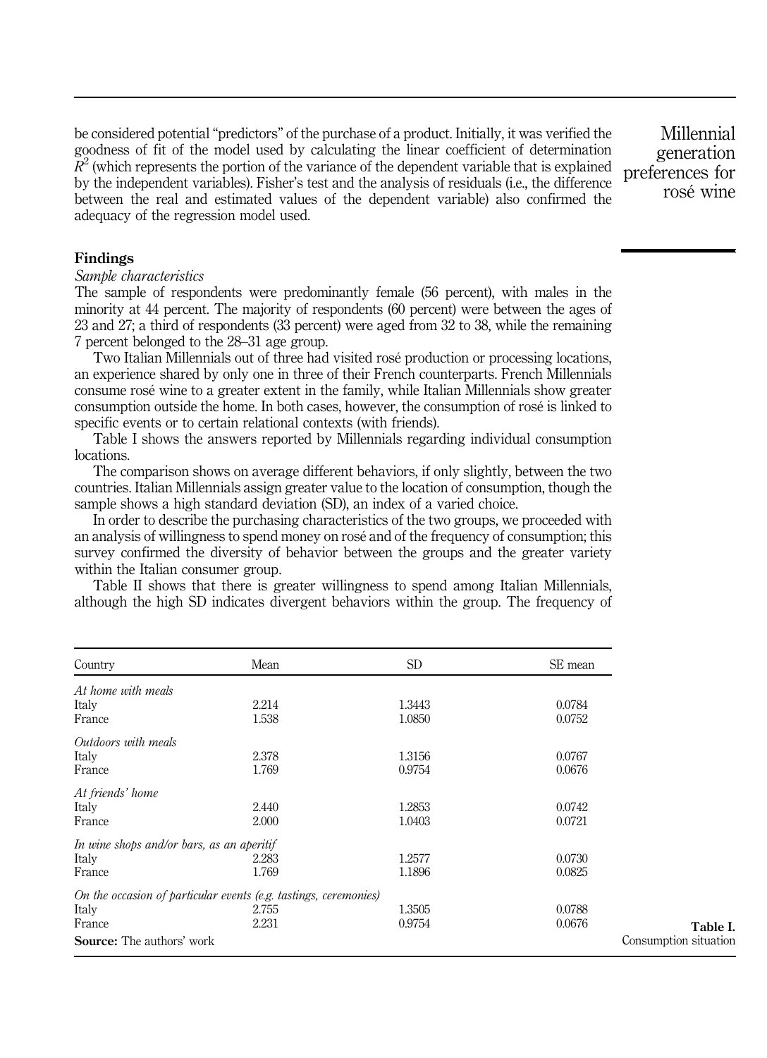be considered potential "predictors" of the purchase of a product. Initially, it was verified the goodness of fit of the model used by calculating the linear coefficient of determination $R^2$ (which represents the portion of the variance of the dependent variable that is explained by the independent variables). Fisher's test and the analysis of residuals (i.e., the difference between the real and estimated values of the dependent variable) also confirmed the adequacy of the regression model used.

## Findings

### *Sample characteristics*

The sample of respondents were predominantly female (56 percent), with males in the minority at 44 percent. The majority of respondents (60 percent) were between the ages of 23 and 27; a third of respondents (33 percent) were aged from 32 to 38, while the remaining 7 percent belonged to the 28–31 age group.

Two Italian Millennials out of three had visited rosé production or processing locations, an experience shared by only one in three of their French counterparts. French Millennials consume rosé wine to a greater extent in the family, while Italian Millennials show greater consumption outside the home. In both cases, however, the consumption of rosé is linked to specific events or to certain relational contexts (with friends).

Table I shows the answers reported by Millennials regarding individual consumption locations.

The comparison shows on average different behaviors, if only slightly, between the two countries. Italian Millennials assign greater value to the location of consumption, though the sample shows a high standard deviation (SD), an index of a varied choice.

In order to describe the purchasing characteristics of the two groups, we proceeded with an analysis of willingness to spend money on rosé and of the frequency of consumption; this survey confirmed the diversity of behavior between the groups and the greater variety within the Italian consumer group.

Table II shows that there is greater willingness to spend among Italian Millennials, although the high SD indicates divergent behaviors within the group. The frequency of

**Table I.** Consumption situation

| Country | Mean | SD | SE mean |
|---|---|---|---|
| *At home with meals* | | | |
| Italy | 2.214 | 1.3443 | 0.0784 |
| France | 1.538 | 1.0850 | 0.0752 |
| *Outdoors with meals* | | | |
| Italy | 2.378 | 1.3156 | 0.0767 |
| France | 1.769 | 0.9754 | 0.0676 |
| *At friends' home* | | | |
| Italy | 2.440 | 1.2853 | 0.0742 |
| France | 2.000 | 1.0403 | 0.0721 |
| *In wine shops and/or bars, as an aperitif* | | | |
| Italy | 2.283 | 1.2577 | 0.0730 |
| France | 1.769 | 1.1896 | 0.0825 |
| *On the occasion of particular events (e.g. tastings, ceremonies)* | | | |
| Italy | 2.755 | 1.3505 | 0.0788 |
| France | 2.231 | 0.9754 | 0.0676 |

**Source:** The authors' work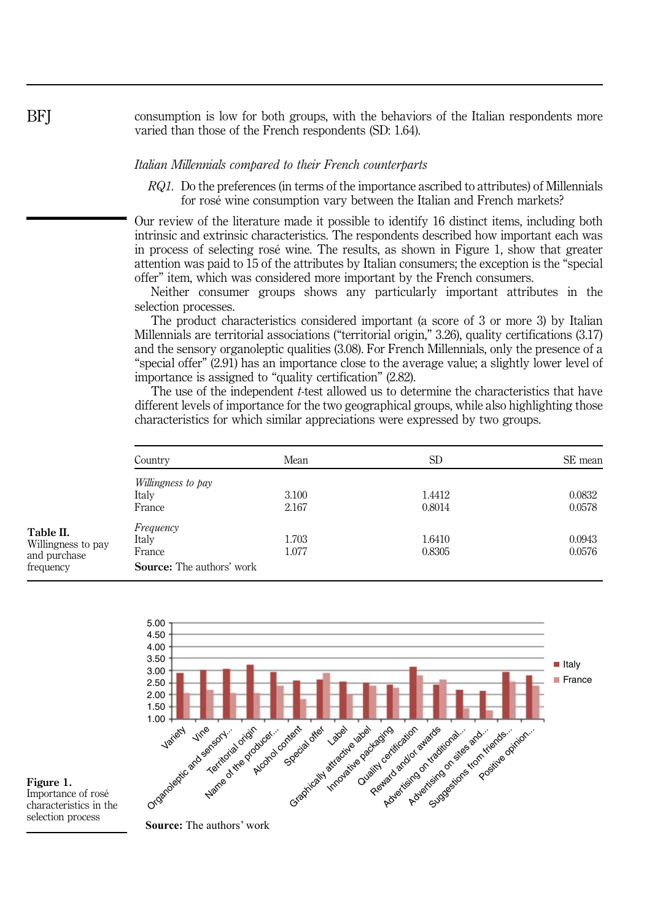consumption is low for both groups, with the behaviors of the Italian respondents more varied than those of the French respondents (SD: 1.64).

*Italian Millennials compared to their French counterparts*

> *RQ1.* Do the preferences (in terms of the importance ascribed to attributes) of Millennials for rosé wine consumption vary between the Italian and French markets?

Our review of the literature made it possible to identify 16 distinct items, including both intrinsic and extrinsic characteristics. The respondents described how important each was in process of selecting rosé wine. The results, as shown in Figure 1, show that greater attention was paid to 15 of the attributes by Italian consumers; the exception is the "special offer" item, which was considered more important by the French consumers.

Neither consumer groups shows any particularly important attributes in the selection processes.

The product characteristics considered important (a score of 3 or more 3) by Italian Millennials are territorial associations ("territorial origin," 3.26), quality certifications (3.17) and the sensory organoleptic qualities (3.08). For French Millennials, only the presence of a "special offer" (2.91) has an importance close to the average value; a slightly lower level of importance is assigned to "quality certification" (2.82).

The use of the independent *t*-test allowed us to determine the characteristics that have different levels of importance for the two geographical groups, while also highlighting those characteristics for which similar appreciations were expressed by two groups.

**Table II.** Willingness to pay and purchase frequency

| Country | Mean | SD | SE mean |
|---|---|---|---|
| *Willingness to pay* | | | |
| Italy | 3.100 | 1.4412 | 0.0832 |
| France | 2.167 | 0.8014 | 0.0578 |
| *Frequency* | | | |
| Italy | 1.703 | 1.6410 | 0.0943 |
| France | 1.077 | 0.8305 | 0.0576 |

**Source:** The authors' work

**Figure 1.** Importance of rosé characteristics in the selection process

**Source:** The authors' work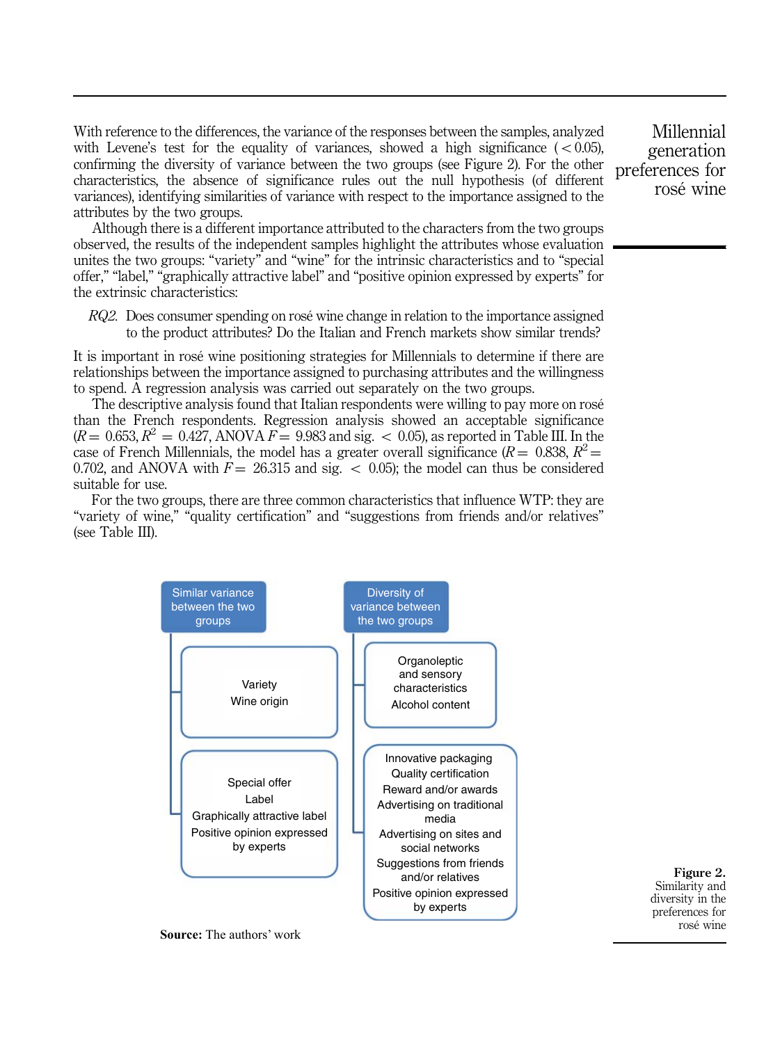With reference to the differences, the variance of the responses between the samples, analyzed with Levene's test for the equality of variances, showed a high significance ( < 0.05), confirming the diversity of variance between the two groups (see Figure 2). For the other characteristics, the absence of significance rules out the null hypothesis (of different variances), identifying similarities of variance with respect to the importance assigned to the attributes by the two groups.

Although there is a different importance attributed to the characters from the two groups observed, the results of the independent samples highlight the attributes whose evaluation unites the two groups: "variety" and "wine" for the intrinsic characteristics and to "special offer," "label," "graphically attractive label" and "positive opinion expressed by experts" for the extrinsic characteristics:

*RQ2*. Does consumer spending on rosé wine change in relation to the importance assigned to the product attributes? Do the Italian and French markets show similar trends?

It is important in rosé wine positioning strategies for Millennials to determine if there are relationships between the importance assigned to purchasing attributes and the willingness to spend. A regression analysis was carried out separately on the two groups.

The descriptive analysis found that Italian respondents were willing to pay more on rosé than the French respondents. Regression analysis showed an acceptable significance ($R = 0.653$, $R^2 = 0.427$, ANOVA $F = 9.983$ and sig. $< 0.05$), as reported in Table III. In the case of French Millennials, the model has a greater overall significance ($R = 0.838$, $R^2 = 0.702$, and ANOVA with $F = 26.315$ and sig. $< 0.05$); the model can thus be considered suitable for use.

For the two groups, there are three common characteristics that influence WTP: they are "variety of wine," "quality certification" and "suggestions from friends and/or relatives" (see Table III).

**Similar variance between the two groups**
- Variety
- Wine origin
- Special offer
- Label
- Graphically attractive label
- Positive opinion expressed by experts

**Diversity of variance between the two groups**
- Organoleptic and sensory characteristics
- Alcohol content
- Innovative packaging
- Quality certification
- Reward and/or awards
- Advertising on traditional media
- Advertising on sites and social networks
- Suggestions from friends and/or relatives
- Positive opinion expressed by experts

**Source:** The authors' work

**Figure 2.** Similarity and diversity in the preferences for rosé wine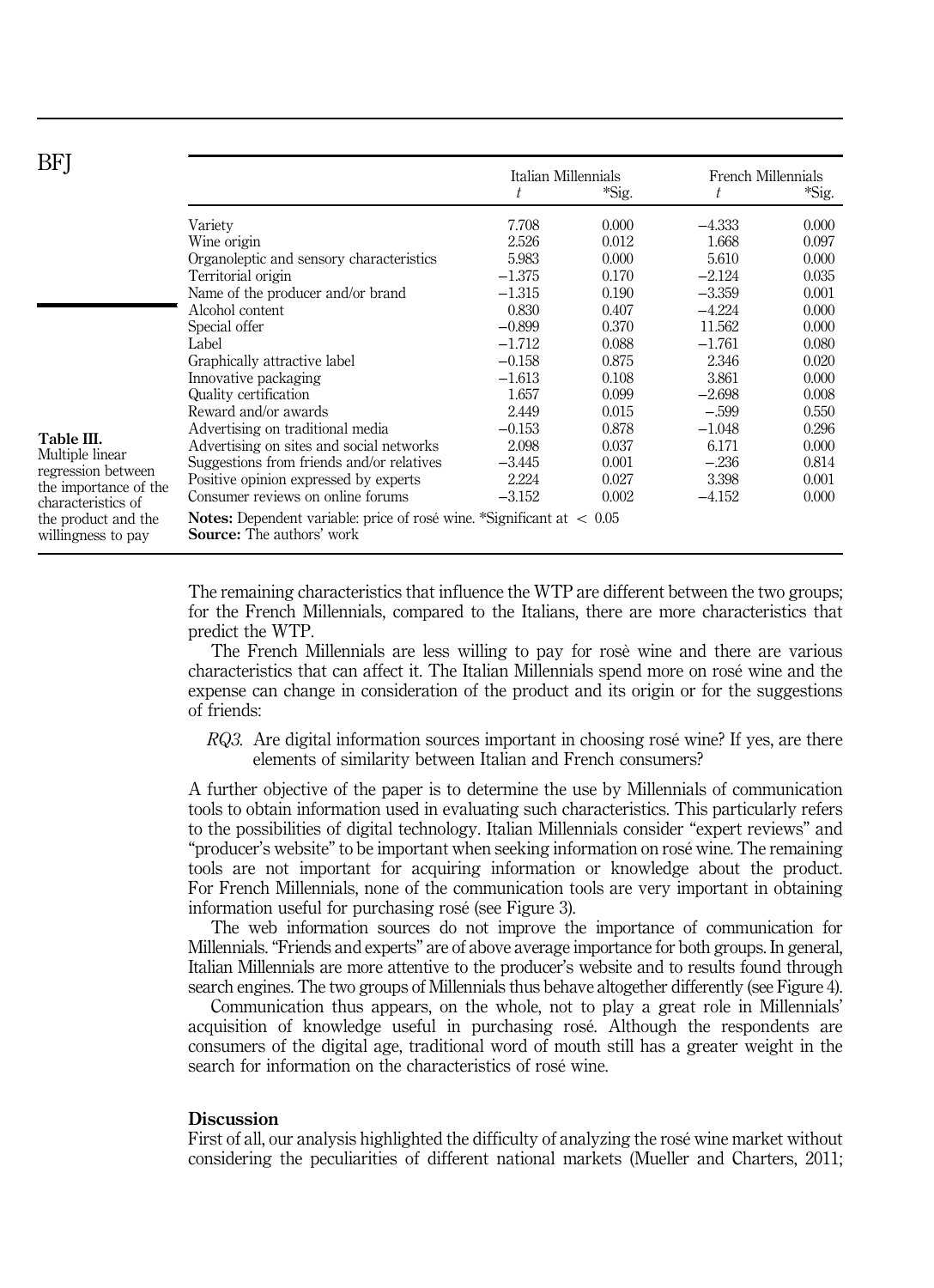**Table III.** Multiple linear regression between the importance of the characteristics of the product and the willingness to pay

| | Italian Millennials | | French Millennials | |
|---|---|---|---|---|
| | *t* | *Sig. | *t* | *Sig. |
| Variety | 7.708 | 0.000 | −4.333 | 0.000 |
| Wine origin | 2.526 | 0.012 | 1.668 | 0.097 |
| Organoleptic and sensory characteristics | 5.983 | 0.000 | 5.610 | 0.000 |
| Territorial origin | −1.375 | 0.170 | −2.124 | 0.035 |
| Name of the producer and/or brand | −1.315 | 0.190 | −3.359 | 0.001 |
| Alcohol content | 0.830 | 0.407 | −4.224 | 0.000 |
| Special offer | −0.899 | 0.370 | 11.562 | 0.000 |
| Label | −1.712 | 0.088 | −1.761 | 0.080 |
| Graphically attractive label | −0.158 | 0.875 | 2.346 | 0.020 |
| Innovative packaging | −1.613 | 0.108 | 3.861 | 0.000 |
| Quality certification | 1.657 | 0.099 | −2.698 | 0.008 |
| Reward and/or awards | 2.449 | 0.015 | −.599 | 0.550 |
| Advertising on traditional media | −0.153 | 0.878 | −1.048 | 0.296 |
| Advertising on sites and social networks | 2.098 | 0.037 | 6.171 | 0.000 |
| Suggestions from friends and/or relatives | −3.445 | 0.001 | −.236 | 0.814 |
| Positive opinion expressed by experts | 2.224 | 0.027 | 3.398 | 0.001 |
| Consumer reviews on online forums | −3.152 | 0.002 | −4.152 | 0.000 |

**Notes:** Dependent variable: price of rosé wine. *Significant at $< 0.05$
**Source:** The authors' work

The remaining characteristics that influence the WTP are different between the two groups; for the French Millennials, compared to the Italians, there are more characteristics that predict the WTP.

The French Millennials are less willing to pay for rosè wine and there are various characteristics that can affect it. The Italian Millennials spend more on rosé wine and the expense can change in consideration of the product and its origin or for the suggestions of friends:

*RQ3.* Are digital information sources important in choosing rosé wine? If yes, are there elements of similarity between Italian and French consumers?

A further objective of the paper is to determine the use by Millennials of communication tools to obtain information used in evaluating such characteristics. This particularly refers to the possibilities of digital technology. Italian Millennials consider "expert reviews" and "producer's website" to be important when seeking information on rosé wine. The remaining tools are not important for acquiring information or knowledge about the product. For French Millennials, none of the communication tools are very important in obtaining information useful for purchasing rosé (see Figure 3).

The web information sources do not improve the importance of communication for Millennials. "Friends and experts" are of above average importance for both groups. In general, Italian Millennials are more attentive to the producer's website and to results found through search engines. The two groups of Millennials thus behave altogether differently (see Figure 4).

Communication thus appears, on the whole, not to play a great role in Millennials' acquisition of knowledge useful in purchasing rosé. Although the respondents are consumers of the digital age, traditional word of mouth still has a greater weight in the search for information on the characteristics of rosé wine.

## Discussion

First of all, our analysis highlighted the difficulty of analyzing the rosé wine market without considering the peculiarities of different national markets (Mueller and Charters, 2011;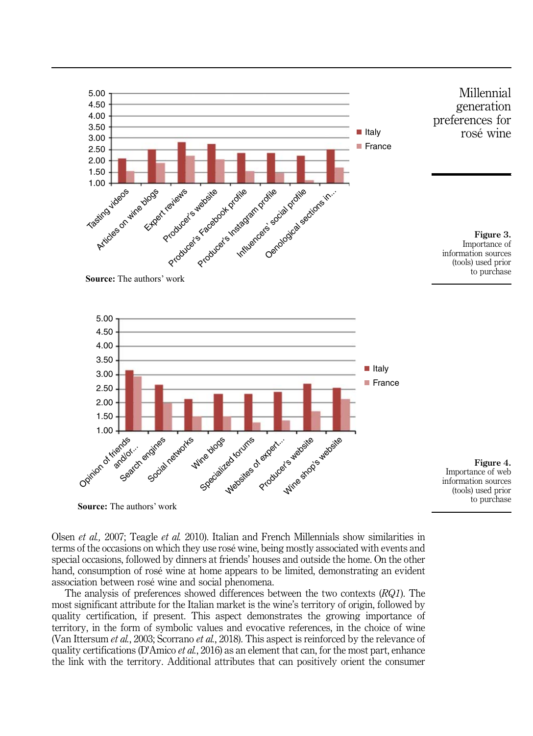**Source:** The authors' work

**Figure 3.** Importance of information sources (tools) used prior to purchase

**Source:** The authors' work

**Figure 4.** Importance of web information sources (tools) used prior to purchase

Olsen *et al.,* 2007; Teagle *et al.* 2010). Italian and French Millennials show similarities in terms of the occasions on which they use rosé wine, being mostly associated with events and special occasions, followed by dinners at friends' houses and outside the home. On the other hand, consumption of rosé wine at home appears to be limited, demonstrating an evident association between rosé wine and social phenomena.

The analysis of preferences showed differences between the two contexts (*RQ1*). The most significant attribute for the Italian market is the wine's territory of origin, followed by quality certification, if present. This aspect demonstrates the growing importance of territory, in the form of symbolic values and evocative references, in the choice of wine (Van Ittersum *et al.*, 2003; Scorrano *et al.*, 2018). This aspect is reinforced by the relevance of quality certifications (D'Amico *et al.*, 2016) as an element that can, for the most part, enhance the link with the territory. Additional attributes that can positively orient the consumer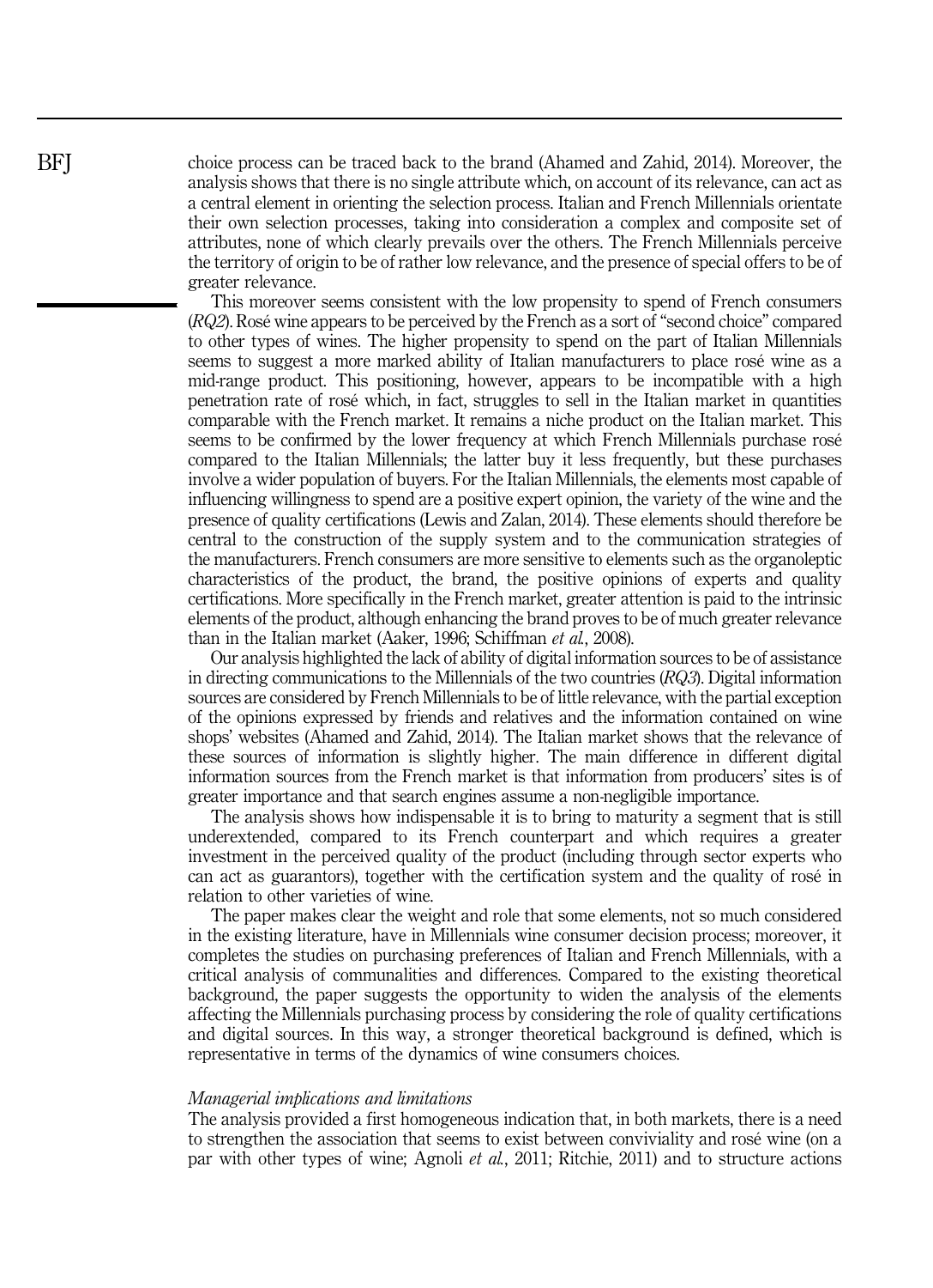choice process can be traced back to the brand (Ahamed and Zahid, 2014). Moreover, the analysis shows that there is no single attribute which, on account of its relevance, can act as a central element in orienting the selection process. Italian and French Millennials orientate their own selection processes, taking into consideration a complex and composite set of attributes, none of which clearly prevails over the others. The French Millennials perceive the territory of origin to be of rather low relevance, and the presence of special offers to be of greater relevance.

This moreover seems consistent with the low propensity to spend of French consumers (*RQ2*). Rosé wine appears to be perceived by the French as a sort of "second choice" compared to other types of wines. The higher propensity to spend on the part of Italian Millennials seems to suggest a more marked ability of Italian manufacturers to place rosé wine as a mid-range product. This positioning, however, appears to be incompatible with a high penetration rate of rosé which, in fact, struggles to sell in the Italian market in quantities comparable with the French market. It remains a niche product on the Italian market. This seems to be confirmed by the lower frequency at which French Millennials purchase rosé compared to the Italian Millennials; the latter buy it less frequently, but these purchases involve a wider population of buyers. For the Italian Millennials, the elements most capable of influencing willingness to spend are a positive expert opinion, the variety of the wine and the presence of quality certifications (Lewis and Zalan, 2014). These elements should therefore be central to the construction of the supply system and to the communication strategies of the manufacturers. French consumers are more sensitive to elements such as the organoleptic characteristics of the product, the brand, the positive opinions of experts and quality certifications. More specifically in the French market, greater attention is paid to the intrinsic elements of the product, although enhancing the brand proves to be of much greater relevance than in the Italian market (Aaker, 1996; Schiffman *et al.*, 2008).

Our analysis highlighted the lack of ability of digital information sources to be of assistance in directing communications to the Millennials of the two countries (*RQ3*). Digital information sources are considered by French Millennials to be of little relevance, with the partial exception of the opinions expressed by friends and relatives and the information contained on wine shops' websites (Ahamed and Zahid, 2014). The Italian market shows that the relevance of these sources of information is slightly higher. The main difference in different digital information sources from the French market is that information from producers' sites is of greater importance and that search engines assume a non-negligible importance.

The analysis shows how indispensable it is to bring to maturity a segment that is still underextended, compared to its French counterpart and which requires a greater investment in the perceived quality of the product (including through sector experts who can act as guarantors), together with the certification system and the quality of rosé in relation to other varieties of wine.

The paper makes clear the weight and role that some elements, not so much considered in the existing literature, have in Millennials wine consumer decision process; moreover, it completes the studies on purchasing preferences of Italian and French Millennials, with a critical analysis of communalities and differences. Compared to the existing theoretical background, the paper suggests the opportunity to widen the analysis of the elements affecting the Millennials purchasing process by considering the role of quality certifications and digital sources. In this way, a stronger theoretical background is defined, which is representative in terms of the dynamics of wine consumers choices.

### *Managerial implications and limitations*

The analysis provided a first homogeneous indication that, in both markets, there is a need to strengthen the association that seems to exist between conviviality and rosé wine (on a par with other types of wine; Agnoli *et al.*, 2011; Ritchie, 2011) and to structure actions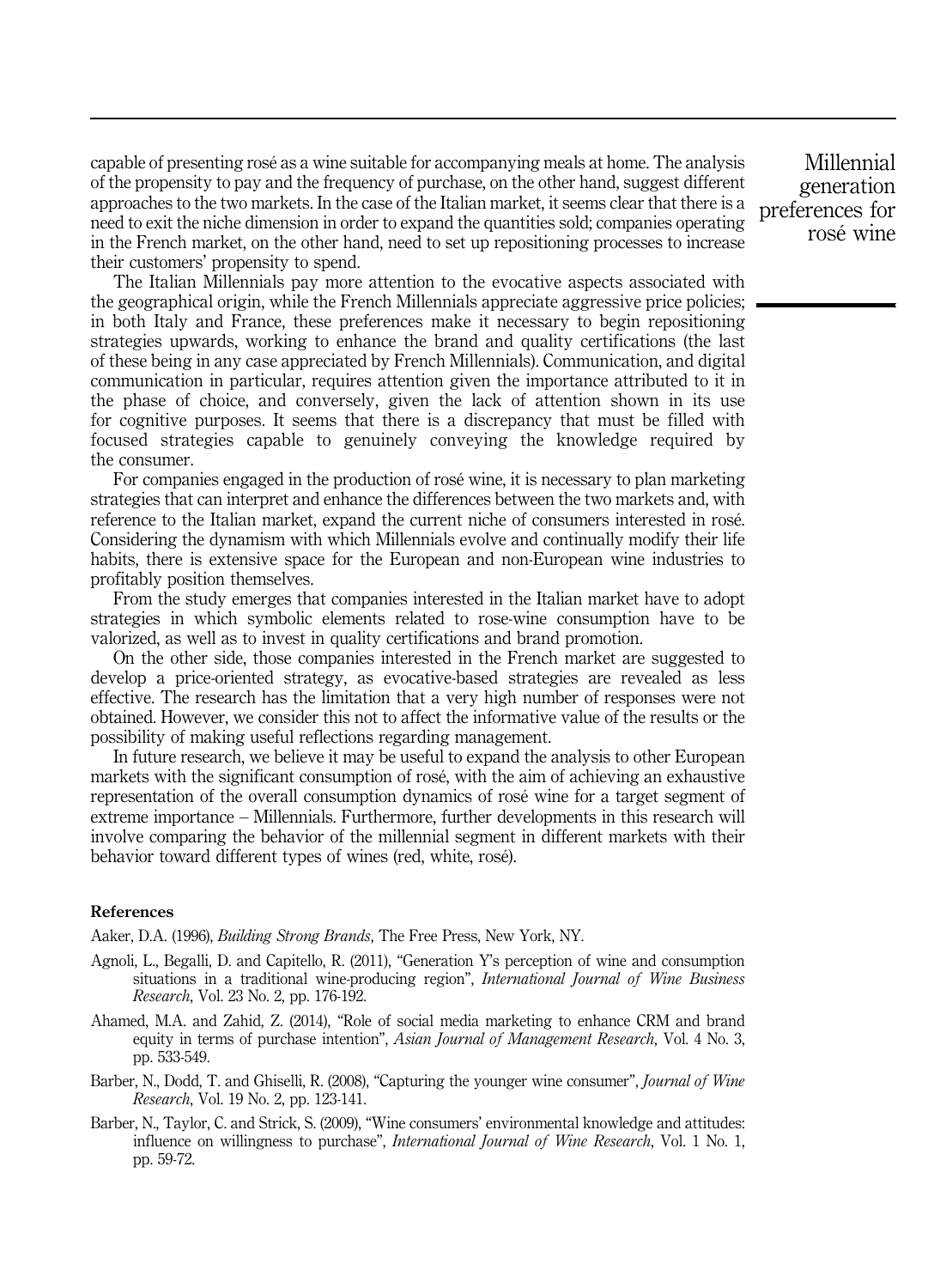capable of presenting rosé as a wine suitable for accompanying meals at home. The analysis of the propensity to pay and the frequency of purchase, on the other hand, suggest different approaches to the two markets. In the case of the Italian market, it seems clear that there is a need to exit the niche dimension in order to expand the quantities sold; companies operating in the French market, on the other hand, need to set up repositioning processes to increase their customers' propensity to spend.

The Italian Millennials pay more attention to the evocative aspects associated with the geographical origin, while the French Millennials appreciate aggressive price policies; in both Italy and France, these preferences make it necessary to begin repositioning strategies upwards, working to enhance the brand and quality certifications (the last of these being in any case appreciated by French Millennials). Communication, and digital communication in particular, requires attention given the importance attributed to it in the phase of choice, and conversely, given the lack of attention shown in its use for cognitive purposes. It seems that there is a discrepancy that must be filled with focused strategies capable to genuinely conveying the knowledge required by the consumer.

For companies engaged in the production of rosé wine, it is necessary to plan marketing strategies that can interpret and enhance the differences between the two markets and, with reference to the Italian market, expand the current niche of consumers interested in rosé. Considering the dynamism with which Millennials evolve and continually modify their life habits, there is extensive space for the European and non-European wine industries to profitably position themselves.

From the study emerges that companies interested in the Italian market have to adopt strategies in which symbolic elements related to rose-wine consumption have to be valorized, as well as to invest in quality certifications and brand promotion.

On the other side, those companies interested in the French market are suggested to develop a price-oriented strategy, as evocative-based strategies are revealed as less effective. The research has the limitation that a very high number of responses were not obtained. However, we consider this not to affect the informative value of the results or the possibility of making useful reflections regarding management.

In future research, we believe it may be useful to expand the analysis to other European markets with the significant consumption of rosé, with the aim of achieving an exhaustive representation of the overall consumption dynamics of rosé wine for a target segment of extreme importance – Millennials. Furthermore, further developments in this research will involve comparing the behavior of the millennial segment in different markets with their behavior toward different types of wines (red, white, rosé).

#### References

Aaker, D.A. (1996), *Building Strong Brands*, The Free Press, New York, NY.

Agnoli, L., Begalli, D. and Capitello, R. (2011), "Generation Y's perception of wine and consumption situations in a traditional wine-producing region", *International Journal of Wine Business Research*, Vol. 23 No. 2, pp. 176-192.

Ahamed, M.A. and Zahid, Z. (2014), "Role of social media marketing to enhance CRM and brand equity in terms of purchase intention", *Asian Journal of Management Research*, Vol. 4 No. 3, pp. 533-549.

Barber, N., Dodd, T. and Ghiselli, R. (2008), "Capturing the younger wine consumer", *Journal of Wine Research*, Vol. 19 No. 2, pp. 123-141.

Barber, N., Taylor, C. and Strick, S. (2009), "Wine consumers' environmental knowledge and attitudes: influence on willingness to purchase", *International Journal of Wine Research*, Vol. 1 No. 1, pp. 59-72.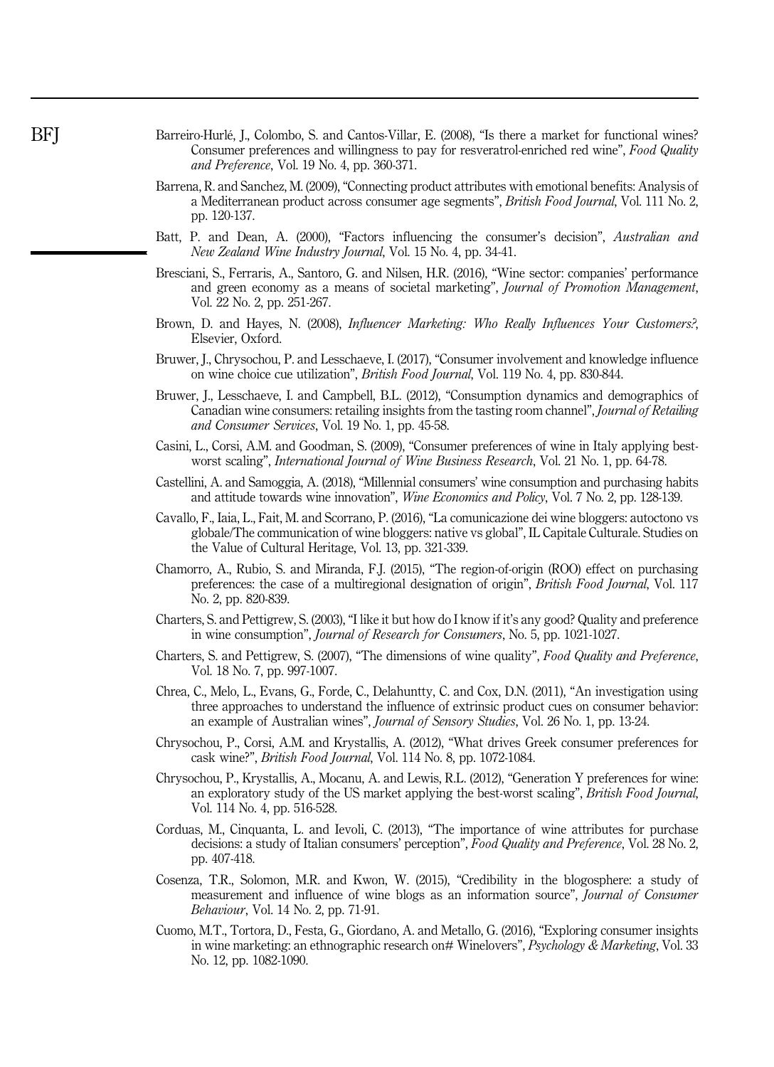Barreiro-Hurlé, J., Colombo, S. and Cantos-Villar, E. (2008), "Is there a market for functional wines? Consumer preferences and willingness to pay for resveratrol-enriched red wine", *Food Quality and Preference*, Vol. 19 No. 4, pp. 360-371.

Barrena, R. and Sanchez, M. (2009), "Connecting product attributes with emotional benefits: Analysis of a Mediterranean product across consumer age segments", *British Food Journal*, Vol. 111 No. 2, pp. 120-137.

Batt, P. and Dean, A. (2000), "Factors influencing the consumer's decision", *Australian and New Zealand Wine Industry Journal*, Vol. 15 No. 4, pp. 34-41.

Bresciani, S., Ferraris, A., Santoro, G. and Nilsen, H.R. (2016), "Wine sector: companies' performance and green economy as a means of societal marketing", *Journal of Promotion Management*, Vol. 22 No. 2, pp. 251-267.

Brown, D. and Hayes, N. (2008), *Influencer Marketing: Who Really Influences Your Customers?*, Elsevier, Oxford.

Bruwer, J., Chrysochou, P. and Lesschaeve, I. (2017), "Consumer involvement and knowledge influence on wine choice cue utilization", *British Food Journal*, Vol. 119 No. 4, pp. 830-844.

Bruwer, J., Lesschaeve, I. and Campbell, B.L. (2012), "Consumption dynamics and demographics of Canadian wine consumers: retailing insights from the tasting room channel", *Journal of Retailing and Consumer Services*, Vol. 19 No. 1, pp. 45-58.

Casini, L., Corsi, A.M. and Goodman, S. (2009), "Consumer preferences of wine in Italy applying best-worst scaling", *International Journal of Wine Business Research*, Vol. 21 No. 1, pp. 64-78.

Castellini, A. and Samoggia, A. (2018), "Millennial consumers' wine consumption and purchasing habits and attitude towards wine innovation", *Wine Economics and Policy*, Vol. 7 No. 2, pp. 128-139.

Cavallo, F., Iaia, L., Fait, M. and Scorrano, P. (2016), "La comunicazione dei wine bloggers: autoctono vs globale/The communication of wine bloggers: native vs global", IL Capitale Culturale. Studies on the Value of Cultural Heritage, Vol. 13, pp. 321-339.

Chamorro, A., Rubio, S. and Miranda, F.J. (2015), "The region-of-origin (ROO) effect on purchasing preferences: the case of a multiregional designation of origin", *British Food Journal*, Vol. 117 No. 2, pp. 820-839.

Charters, S. and Pettigrew, S. (2003), "I like it but how do I know if it's any good? Quality and preference in wine consumption", *Journal of Research for Consumers*, No. 5, pp. 1021-1027.

Charters, S. and Pettigrew, S. (2007), "The dimensions of wine quality", *Food Quality and Preference*, Vol. 18 No. 7, pp. 997-1007.

Chrea, C., Melo, L., Evans, G., Forde, C., Delahuntty, C. and Cox, D.N. (2011), "An investigation using three approaches to understand the influence of extrinsic product cues on consumer behavior: an example of Australian wines", *Journal of Sensory Studies*, Vol. 26 No. 1, pp. 13-24.

Chrysochou, P., Corsi, A.M. and Krystallis, A. (2012), "What drives Greek consumer preferences for cask wine?", *British Food Journal*, Vol. 114 No. 8, pp. 1072-1084.

Chrysochou, P., Krystallis, A., Mocanu, A. and Lewis, R.L. (2012), "Generation Y preferences for wine: an exploratory study of the US market applying the best-worst scaling", *British Food Journal*, Vol. 114 No. 4, pp. 516-528.

Corduas, M., Cinquanta, L. and Ievoli, C. (2013), "The importance of wine attributes for purchase decisions: a study of Italian consumers' perception", *Food Quality and Preference*, Vol. 28 No. 2, pp. 407-418.

Cosenza, T.R., Solomon, M.R. and Kwon, W. (2015), "Credibility in the blogosphere: a study of measurement and influence of wine blogs as an information source", *Journal of Consumer Behaviour*, Vol. 14 No. 2, pp. 71-91.

Cuomo, M.T., Tortora, D., Festa, G., Giordano, A. and Metallo, G. (2016), "Exploring consumer insights in wine marketing: an ethnographic research on# Winelovers", *Psychology & Marketing*, Vol. 33 No. 12, pp. 1082-1090.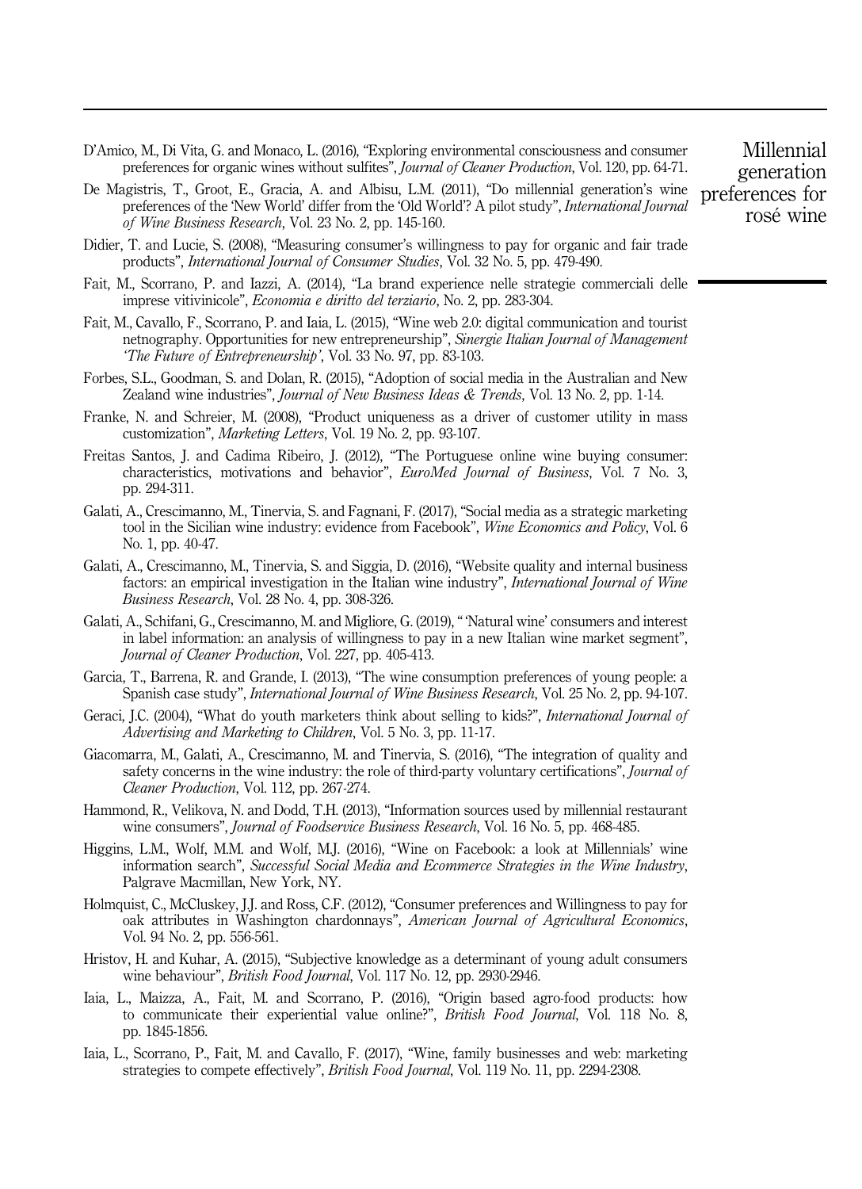D'Amico, M., Di Vita, G. and Monaco, L. (2016), "Exploring environmental consciousness and consumer preferences for organic wines without sulfites", *Journal of Cleaner Production*, Vol. 120, pp. 64-71.

De Magistris, T., Groot, E., Gracia, A. and Albisu, L.M. (2011), "Do millennial generation's wine preferences of the 'New World' differ from the 'Old World'? A pilot study", *International Journal of Wine Business Research*, Vol. 23 No. 2, pp. 145-160.

Didier, T. and Lucie, S. (2008), "Measuring consumer's willingness to pay for organic and fair trade products", *International Journal of Consumer Studies*, Vol. 32 No. 5, pp. 479-490.

Fait, M., Scorrano, P. and Iazzi, A. (2014), "La brand experience nelle strategie commerciali delle imprese vitivinicole", *Economia e diritto del terziario*, No. 2, pp. 283-304.

Fait, M., Cavallo, F., Scorrano, P. and Iaia, L. (2015), "Wine web 2.0: digital communication and tourist netnography. Opportunities for new entrepreneurship", *Sinergie Italian Journal of Management 'The Future of Entrepreneurship'*, Vol. 33 No. 97, pp. 83-103.

Forbes, S.L., Goodman, S. and Dolan, R. (2015), "Adoption of social media in the Australian and New Zealand wine industries", *Journal of New Business Ideas & Trends*, Vol. 13 No. 2, pp. 1-14.

Franke, N. and Schreier, M. (2008), "Product uniqueness as a driver of customer utility in mass customization", *Marketing Letters*, Vol. 19 No. 2, pp. 93-107.

Freitas Santos, J. and Cadima Ribeiro, J. (2012), "The Portuguese online wine buying consumer: characteristics, motivations and behavior", *EuroMed Journal of Business*, Vol. 7 No. 3, pp. 294-311.

Galati, A., Crescimanno, M., Tinervia, S. and Fagnani, F. (2017), "Social media as a strategic marketing tool in the Sicilian wine industry: evidence from Facebook", *Wine Economics and Policy*, Vol. 6 No. 1, pp. 40-47.

Galati, A., Crescimanno, M., Tinervia, S. and Siggia, D. (2016), "Website quality and internal business factors: an empirical investigation in the Italian wine industry", *International Journal of Wine Business Research*, Vol. 28 No. 4, pp. 308-326.

Galati, A., Schifani, G., Crescimanno, M. and Migliore, G. (2019), " 'Natural wine' consumers and interest in label information: an analysis of willingness to pay in a new Italian wine market segment", *Journal of Cleaner Production*, Vol. 227, pp. 405-413.

Garcia, T., Barrena, R. and Grande, I. (2013), "The wine consumption preferences of young people: a Spanish case study", *International Journal of Wine Business Research*, Vol. 25 No. 2, pp. 94-107.

Geraci, J.C. (2004), "What do youth marketers think about selling to kids?", *International Journal of Advertising and Marketing to Children*, Vol. 5 No. 3, pp. 11-17.

Giacomarra, M., Galati, A., Crescimanno, M. and Tinervia, S. (2016), "The integration of quality and safety concerns in the wine industry: the role of third-party voluntary certifications", *Journal of Cleaner Production*, Vol. 112, pp. 267-274.

Hammond, R., Velikova, N. and Dodd, T.H. (2013), "Information sources used by millennial restaurant wine consumers", *Journal of Foodservice Business Research*, Vol. 16 No. 5, pp. 468-485.

Higgins, L.M., Wolf, M.M. and Wolf, M.J. (2016), "Wine on Facebook: a look at Millennials' wine information search", *Successful Social Media and Ecommerce Strategies in the Wine Industry*, Palgrave Macmillan, New York, NY.

Holmquist, C., McCluskey, J.J. and Ross, C.F. (2012), "Consumer preferences and Willingness to pay for oak attributes in Washington chardonnays", *American Journal of Agricultural Economics*, Vol. 94 No. 2, pp. 556-561.

Hristov, H. and Kuhar, A. (2015), "Subjective knowledge as a determinant of young adult consumers wine behaviour", *British Food Journal*, Vol. 117 No. 12, pp. 2930-2946.

Iaia, L., Maizza, A., Fait, M. and Scorrano, P. (2016), "Origin based agro-food products: how to communicate their experiential value online?", *British Food Journal*, Vol. 118 No. 8, pp. 1845-1856.

Iaia, L., Scorrano, P., Fait, M. and Cavallo, F. (2017), "Wine, family businesses and web: marketing strategies to compete effectively", *British Food Journal*, Vol. 119 No. 11, pp. 2294-2308.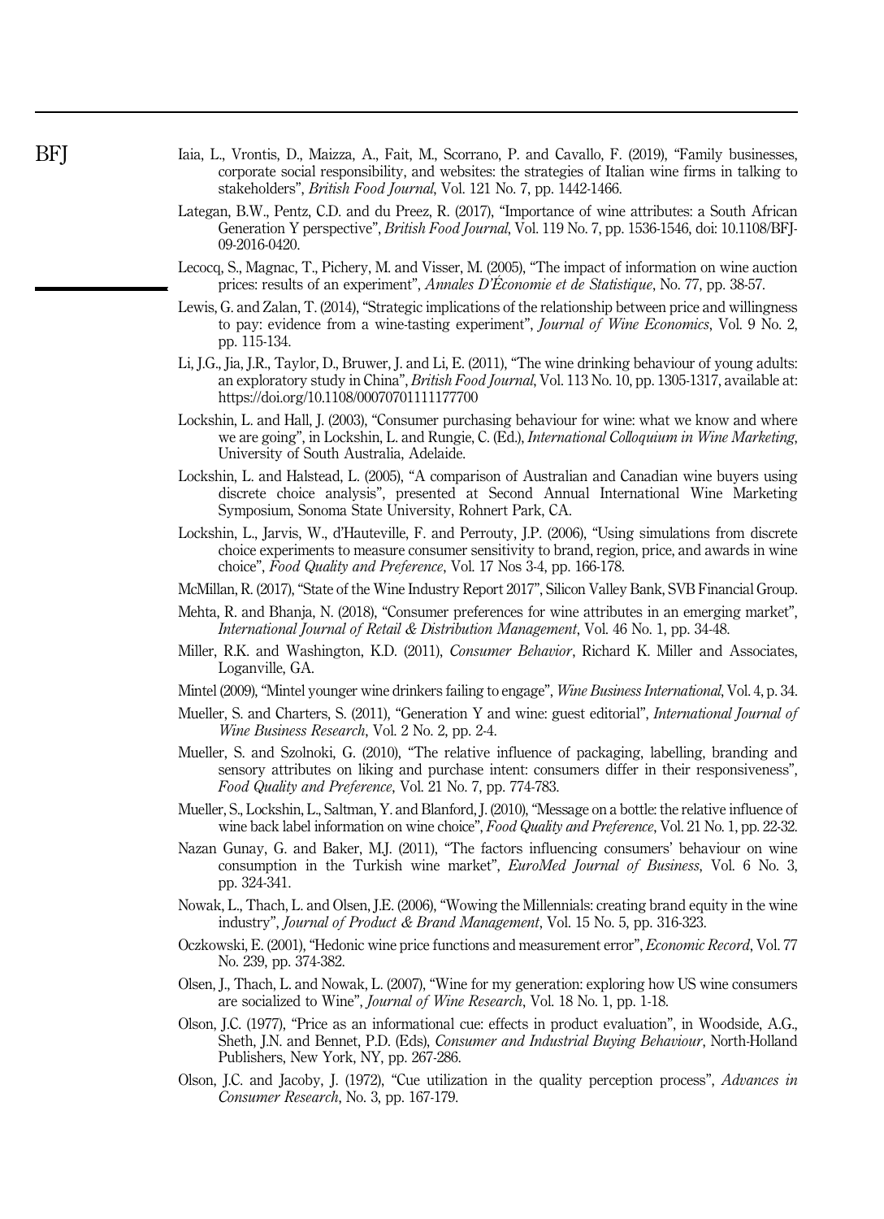Iaia, L., Vrontis, D., Maizza, A., Fait, M., Scorrano, P. and Cavallo, F. (2019), "Family businesses, corporate social responsibility, and websites: the strategies of Italian wine firms in talking to stakeholders", *British Food Journal*, Vol. 121 No. 7, pp. 1442-1466.

Lategan, B.W., Pentz, C.D. and du Preez, R. (2017), "Importance of wine attributes: a South African Generation Y perspective", *British Food Journal*, Vol. 119 No. 7, pp. 1536-1546, doi: 10.1108/BFJ-09-2016-0420.

Lecocq, S., Magnac, T., Pichery, M. and Visser, M. (2005), "The impact of information on wine auction prices: results of an experiment", *Annales D'Économie et de Statistique*, No. 77, pp. 38-57.

Lewis, G. and Zalan, T. (2014), "Strategic implications of the relationship between price and willingness to pay: evidence from a wine-tasting experiment", *Journal of Wine Economics*, Vol. 9 No. 2, pp. 115-134.

Li, J.G., Jia, J.R., Taylor, D., Bruwer, J. and Li, E. (2011), "The wine drinking behaviour of young adults: an exploratory study in China", *British Food Journal*, Vol. 113 No. 10, pp. 1305-1317, available at: https://doi.org/10.1108/00070701111177700

Lockshin, L. and Hall, J. (2003), "Consumer purchasing behaviour for wine: what we know and where we are going", in Lockshin, L. and Rungie, C. (Ed.), *International Colloquium in Wine Marketing*, University of South Australia, Adelaide.

Lockshin, L. and Halstead, L. (2005), "A comparison of Australian and Canadian wine buyers using discrete choice analysis", presented at Second Annual International Wine Marketing Symposium, Sonoma State University, Rohnert Park, CA.

Lockshin, L., Jarvis, W., d'Hauteville, F. and Perrouty, J.P. (2006), "Using simulations from discrete choice experiments to measure consumer sensitivity to brand, region, price, and awards in wine choice", *Food Quality and Preference*, Vol. 17 Nos 3-4, pp. 166-178.

McMillan, R. (2017), "State of the Wine Industry Report 2017", Silicon Valley Bank, SVB Financial Group.

Mehta, R. and Bhanja, N. (2018), "Consumer preferences for wine attributes in an emerging market", *International Journal of Retail & Distribution Management*, Vol. 46 No. 1, pp. 34-48.

Miller, R.K. and Washington, K.D. (2011), *Consumer Behavior*, Richard K. Miller and Associates, Loganville, GA.

Mintel (2009), "Mintel younger wine drinkers failing to engage", *Wine Business International*, Vol. 4, p. 34.

Mueller, S. and Charters, S. (2011), "Generation Y and wine: guest editorial", *International Journal of Wine Business Research*, Vol. 2 No. 2, pp. 2-4.

Mueller, S. and Szolnoki, G. (2010), "The relative influence of packaging, labelling, branding and sensory attributes on liking and purchase intent: consumers differ in their responsiveness", *Food Quality and Preference*, Vol. 21 No. 7, pp. 774-783.

Mueller, S., Lockshin, L., Saltman, Y. and Blanford, J. (2010), "Message on a bottle: the relative influence of wine back label information on wine choice", *Food Quality and Preference*, Vol. 21 No. 1, pp. 22-32.

Nazan Gunay, G. and Baker, M.J. (2011), "The factors influencing consumers' behaviour on wine consumption in the Turkish wine market", *EuroMed Journal of Business*, Vol. 6 No. 3, pp. 324-341.

Nowak, L., Thach, L. and Olsen, J.E. (2006), "Wowing the Millennials: creating brand equity in the wine industry", *Journal of Product & Brand Management*, Vol. 15 No. 5, pp. 316-323.

Oczkowski, E. (2001), "Hedonic wine price functions and measurement error", *Economic Record*, Vol. 77 No. 239, pp. 374-382.

Olsen, J., Thach, L. and Nowak, L. (2007), "Wine for my generation: exploring how US wine consumers are socialized to Wine", *Journal of Wine Research*, Vol. 18 No. 1, pp. 1-18.

Olson, J.C. (1977), "Price as an informational cue: effects in product evaluation", in Woodside, A.G., Sheth, J.N. and Bennet, P.D. (Eds), *Consumer and Industrial Buying Behaviour*, North-Holland Publishers, New York, NY, pp. 267-286.

Olson, J.C. and Jacoby, J. (1972), "Cue utilization in the quality perception process", *Advances in Consumer Research*, No. 3, pp. 167-179.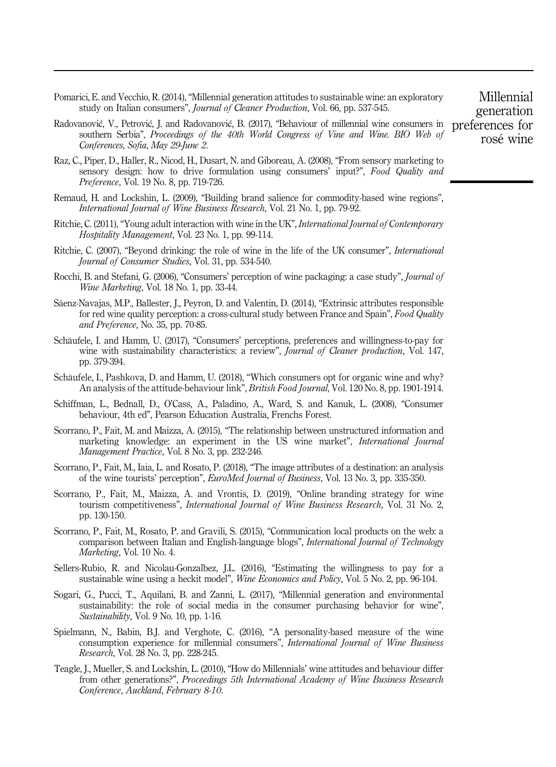Pomarici, E. and Vecchio, R. (2014), "Millennial generation attitudes to sustainable wine: an exploratory study on Italian consumers", *Journal of Cleaner Production*, Vol. 66, pp. 537-545.

Radovanović, V., Petrović, J. and Radovanović, B. (2017), "Behaviour of millennial wine consumers in southern Serbia", *Proceedings of the 40th World Congress of Vine and Wine. BIO Web of Conferences, Sofia, May 29-June 2.*

Raz, C., Piper, D., Haller, R., Nicod, H., Dusart, N. and Giboreau, A. (2008), "From sensory marketing to sensory design: how to drive formulation using consumers' input?", *Food Quality and Preference*, Vol. 19 No. 8, pp. 719-726.

Remaud, H. and Lockshin, L. (2009), "Building brand salience for commodity-based wine regions", *International Journal of Wine Business Research*, Vol. 21 No. 1, pp. 79-92.

Ritchie, C. (2011), "Young adult interaction with wine in the UK", *International Journal of Contemporary Hospitality Management*, Vol. 23 No. 1, pp. 99-114.

Ritchie, C. (2007), "Beyond drinking: the role of wine in the life of the UK consumer", *International Journal of Consumer Studies*, Vol. 31, pp. 534-540.

Rocchi, B. and Stefani, G. (2006), "Consumers' perception of wine packaging: a case study", *Journal of Wine Marketing*, Vol. 18 No. 1, pp. 33-44.

Sáenz-Navajas, M.P., Ballester, J., Peyron, D. and Valentin, D. (2014), "Extrinsic attributes responsible for red wine quality perception: a cross-cultural study between France and Spain", *Food Quality and Preference*, No. 35, pp. 70-85.

Schäufele, I. and Hamm, U. (2017), "Consumers' perceptions, preferences and willingness-to-pay for wine with sustainability characteristics: a review", *Journal of Cleaner production*, Vol. 147, pp. 379-394.

Schäufele, I., Pashkova, D. and Hamm, U. (2018), "Which consumers opt for organic wine and why? An analysis of the attitude-behaviour link", *British Food Journal*, Vol. 120 No. 8, pp. 1901-1914.

Schiffman, L., Bednall, D., O'Cass, A., Paladino, A., Ward, S. and Kanuk, L. (2008), "Consumer behaviour, 4th ed", Pearson Education Australia, Frenchs Forest.

Scorrano, P., Fait, M. and Maizza, A. (2015), "The relationship between unstructured information and marketing knowledge: an experiment in the US wine market", *International Journal Management Practice*, Vol. 8 No. 3, pp. 232-246.

Scorrano, P., Fait, M., Iaia, L. and Rosato, P. (2018), "The image attributes of a destination: an analysis of the wine tourists' perception", *EuroMed Journal of Business*, Vol. 13 No. 3, pp. 335-350.

Scorrano, P., Fait, M., Maizza, A. and Vrontis, D. (2019), "Online branding strategy for wine tourism competitiveness", *International Journal of Wine Business Research*, Vol. 31 No. 2, pp. 130-150.

Scorrano, P., Fait, M., Rosato, P. and Gravili, S. (2015), "Communication local products on the web: a comparison between Italian and English-language blogs", *International Journal of Technology Marketing*, Vol. 10 No. 4.

Sellers-Rubio, R. and Nicolau-Gonzalbez, J.L. (2016), "Estimating the willingness to pay for a sustainable wine using a heckit model", *Wine Economics and Policy*, Vol. 5 No. 2, pp. 96-104.

Sogari, G., Pucci, T., Aquilani, B. and Zanni, L. (2017), "Millennial generation and environmental sustainability: the role of social media in the consumer purchasing behavior for wine", *Sustainability*, Vol. 9 No. 10, pp. 1-16.

Spielmann, N., Babin, B.J. and Verghote, C. (2016), "A personality-based measure of the wine consumption experience for millennial consumers", *International Journal of Wine Business Research*, Vol. 28 No. 3, pp. 228-245.

Teagle, J., Mueller, S. and Lockshin, L. (2010), "How do Millennials' wine attitudes and behaviour differ from other generations?", *Proceedings 5th International Academy of Wine Business Research Conference, Auckland, February 8-10.*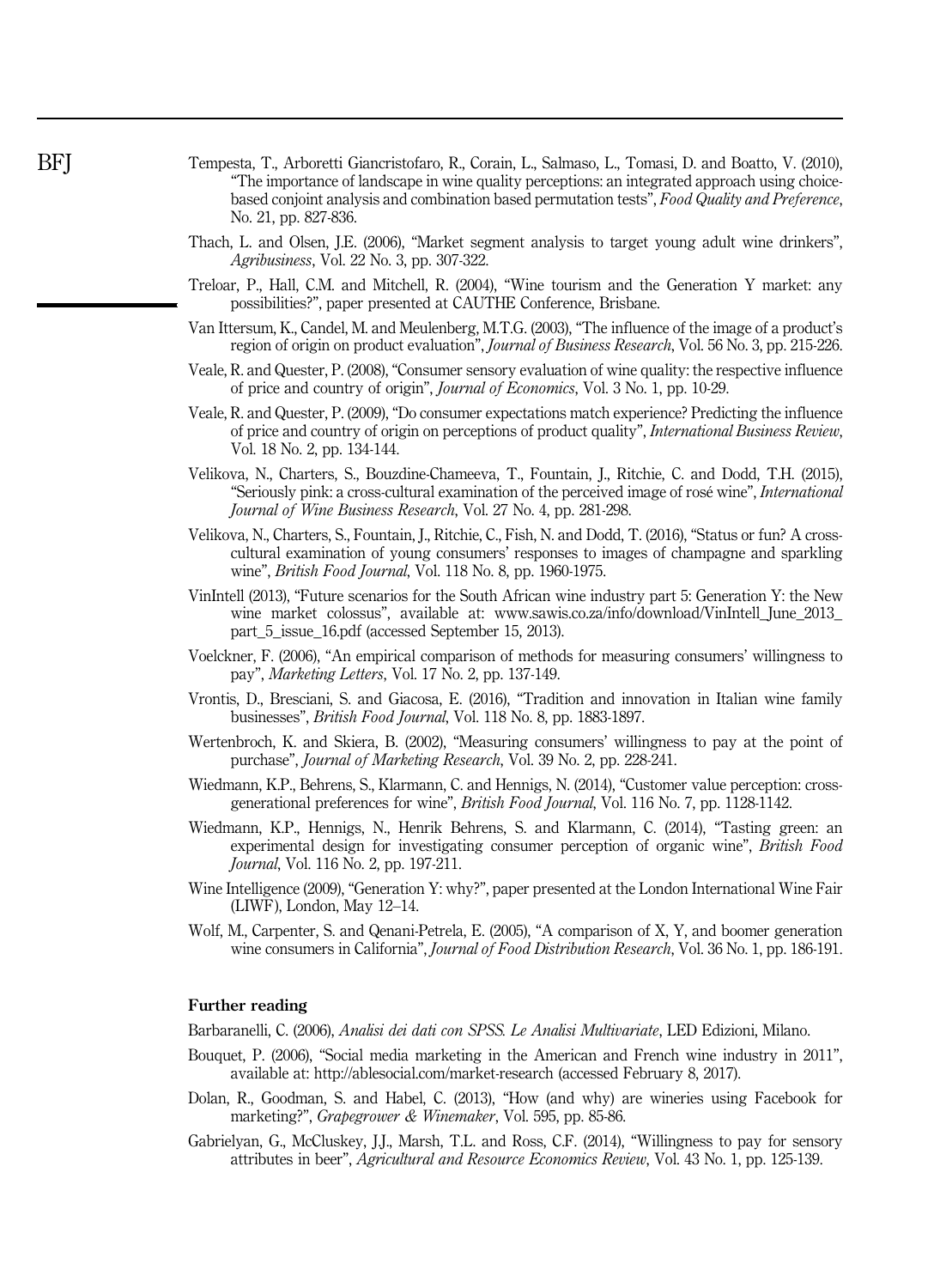Tempesta, T., Arboretti Giancristofaro, R., Corain, L., Salmaso, L., Tomasi, D. and Boatto, V. (2010), "The importance of landscape in wine quality perceptions: an integrated approach using choice-based conjoint analysis and combination based permutation tests", *Food Quality and Preference*, No. 21, pp. 827-836.

Thach, L. and Olsen, J.E. (2006), "Market segment analysis to target young adult wine drinkers", *Agribusiness*, Vol. 22 No. 3, pp. 307-322.

Treloar, P., Hall, C.M. and Mitchell, R. (2004), "Wine tourism and the Generation Y market: any possibilities?", paper presented at CAUTHE Conference, Brisbane.

Van Ittersum, K., Candel, M. and Meulenberg, M.T.G. (2003), "The influence of the image of a product's region of origin on product evaluation", *Journal of Business Research*, Vol. 56 No. 3, pp. 215-226.

Veale, R. and Quester, P. (2008), "Consumer sensory evaluation of wine quality: the respective influence of price and country of origin", *Journal of Economics*, Vol. 3 No. 1, pp. 10-29.

Veale, R. and Quester, P. (2009), "Do consumer expectations match experience? Predicting the influence of price and country of origin on perceptions of product quality", *International Business Review*, Vol. 18 No. 2, pp. 134-144.

Velikova, N., Charters, S., Bouzdine-Chameeva, T., Fountain, J., Ritchie, C. and Dodd, T.H. (2015), "Seriously pink: a cross-cultural examination of the perceived image of rosé wine", *International Journal of Wine Business Research*, Vol. 27 No. 4, pp. 281-298.

Velikova, N., Charters, S., Fountain, J., Ritchie, C., Fish, N. and Dodd, T. (2016), "Status or fun? A cross-cultural examination of young consumers' responses to images of champagne and sparkling wine", *British Food Journal*, Vol. 118 No. 8, pp. 1960-1975.

VinIntell (2013), "Future scenarios for the South African wine industry part 5: Generation Y: the New wine market colossus", available at: www.sawis.co.za/info/download/VinIntell_June_2013_part_5_issue_16.pdf (accessed September 15, 2013).

Voelckner, F. (2006), "An empirical comparison of methods for measuring consumers' willingness to pay", *Marketing Letters*, Vol. 17 No. 2, pp. 137-149.

Vrontis, D., Bresciani, S. and Giacosa, E. (2016), "Tradition and innovation in Italian wine family businesses", *British Food Journal*, Vol. 118 No. 8, pp. 1883-1897.

Wertenbroch, K. and Skiera, B. (2002), "Measuring consumers' willingness to pay at the point of purchase", *Journal of Marketing Research*, Vol. 39 No. 2, pp. 228-241.

Wiedmann, K.P., Behrens, S., Klarmann, C. and Hennigs, N. (2014), "Customer value perception: cross-generational preferences for wine", *British Food Journal*, Vol. 116 No. 7, pp. 1128-1142.

Wiedmann, K.P., Hennigs, N., Henrik Behrens, S. and Klarmann, C. (2014), "Tasting green: an experimental design for investigating consumer perception of organic wine", *British Food Journal*, Vol. 116 No. 2, pp. 197-211.

Wine Intelligence (2009), "Generation Y: why?", paper presented at the London International Wine Fair (LIWF), London, May 12–14.

Wolf, M., Carpenter, S. and Qenani-Petrela, E. (2005), "A comparison of X, Y, and boomer generation wine consumers in California", *Journal of Food Distribution Research*, Vol. 36 No. 1, pp. 186-191.

## Further reading

Barbaranelli, C. (2006), *Analisi dei dati con SPSS. Le Analisi Multivariate*, LED Edizioni, Milano.

Bouquet, P. (2006), "Social media marketing in the American and French wine industry in 2011", available at: http://ablesocial.com/market-research (accessed February 8, 2017).

Dolan, R., Goodman, S. and Habel, C. (2013), "How (and why) are wineries using Facebook for marketing?", *Grapegrower & Winemaker*, Vol. 595, pp. 85-86.

Gabrielyan, G., McCluskey, J.J., Marsh, T.L. and Ross, C.F. (2014), "Willingness to pay for sensory attributes in beer", *Agricultural and Resource Economics Review*, Vol. 43 No. 1, pp. 125-139.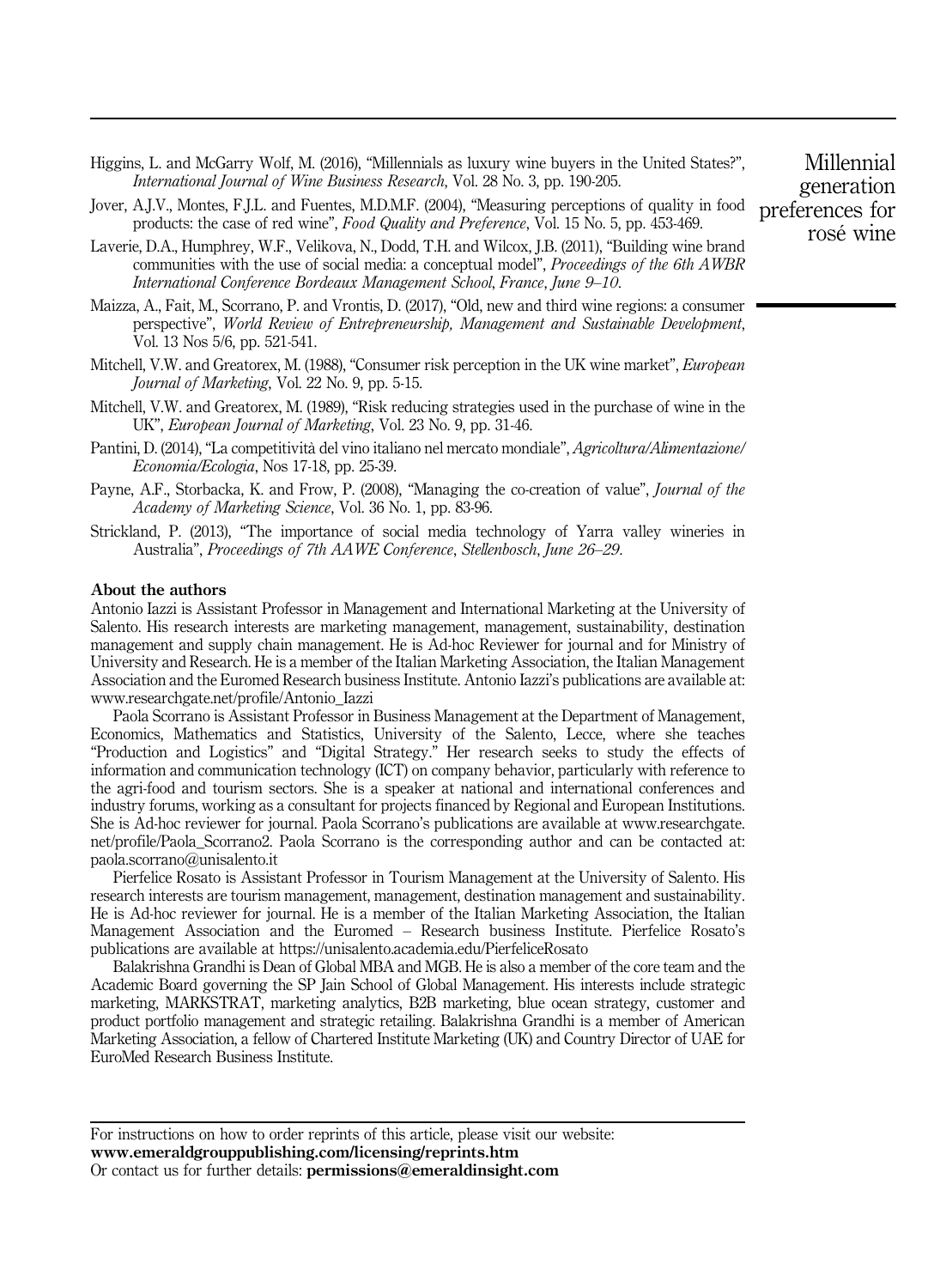Higgins, L. and McGarry Wolf, M. (2016), "Millennials as luxury wine buyers in the United States?", *International Journal of Wine Business Research*, Vol. 28 No. 3, pp. 190-205.

Jover, A.J.V., Montes, F.J.L. and Fuentes, M.D.M.F. (2004), "Measuring perceptions of quality in food products: the case of red wine", *Food Quality and Preference*, Vol. 15 No. 5, pp. 453-469.

Laverie, D.A., Humphrey, W.F., Velikova, N., Dodd, T.H. and Wilcox, J.B. (2011), "Building wine brand communities with the use of social media: a conceptual model", *Proceedings of the 6th AWBR International Conference Bordeaux Management School, France, June 9–10*.

Maizza, A., Fait, M., Scorrano, P. and Vrontis, D. (2017), "Old, new and third wine regions: a consumer perspective", *World Review of Entrepreneurship, Management and Sustainable Development*, Vol. 13 Nos 5/6, pp. 521-541.

Mitchell, V.W. and Greatorex, M. (1988), "Consumer risk perception in the UK wine market", *European Journal of Marketing*, Vol. 22 No. 9, pp. 5-15.

Mitchell, V.W. and Greatorex, M. (1989), "Risk reducing strategies used in the purchase of wine in the UK", *European Journal of Marketing*, Vol. 23 No. 9, pp. 31-46.

Pantini, D. (2014), "La competitività del vino italiano nel mercato mondiale", *Agricoltura/Alimentazione/Economia/Ecologia*, Nos 17-18, pp. 25-39.

Payne, A.F., Storbacka, K. and Frow, P. (2008), "Managing the co-creation of value", *Journal of the Academy of Marketing Science*, Vol. 36 No. 1, pp. 83-96.

Strickland, P. (2013), "The importance of social media technology of Yarra valley wineries in Australia", *Proceedings of 7th AAWE Conference, Stellenbosch, June 26–29*.

## About the authors

Antonio Iazzi is Assistant Professor in Management and International Marketing at the University of Salento. His research interests are marketing management, management, sustainability, destination management and supply chain management. He is Ad-hoc Reviewer for journal and for Ministry of University and Research. He is a member of the Italian Marketing Association, the Italian Management Association and the Euromed Research business Institute. Antonio Iazzi's publications are available at: www.researchgate.net/profile/Antonio_Iazzi

Paola Scorrano is Assistant Professor in Business Management at the Department of Management, Economics, Mathematics and Statistics, University of the Salento, Lecce, where she teaches "Production and Logistics" and "Digital Strategy." Her research seeks to study the effects of information and communication technology (ICT) on company behavior, particularly with reference to the agri-food and tourism sectors. She is a speaker at national and international conferences and industry forums, working as a consultant for projects financed by Regional and European Institutions. She is Ad-hoc reviewer for journal. Paola Scorrano's publications are available at www.researchgate.net/profile/Paola_Scorrano2. Paola Scorrano is the corresponding author and can be contacted at: paola.scorrano@unisalento.it

Pierfelice Rosato is Assistant Professor in Tourism Management at the University of Salento. His research interests are tourism management, management, destination management and sustainability. He is Ad-hoc reviewer for journal. He is a member of the Italian Marketing Association, the Italian Management Association and the Euromed – Research business Institute. Pierfelice Rosato's publications are available at https://unisalento.academia.edu/PierfeliceRosato

Balakrishna Grandhi is Dean of Global MBA and MGB. He is also a member of the core team and the Academic Board governing the SP Jain School of Global Management. His interests include strategic marketing, MARKSTRAT, marketing analytics, B2B marketing, blue ocean strategy, customer and product portfolio management and strategic retailing. Balakrishna Grandhi is a member of American Marketing Association, a fellow of Chartered Institute Marketing (UK) and Country Director of UAE for EuroMed Research Business Institute.

For instructions on how to order reprints of this article, please visit our website:
**www.emeraldgrouppublishing.com/licensing/reprints.htm**
Or contact us for further details: **permissions@emeraldinsight.com**